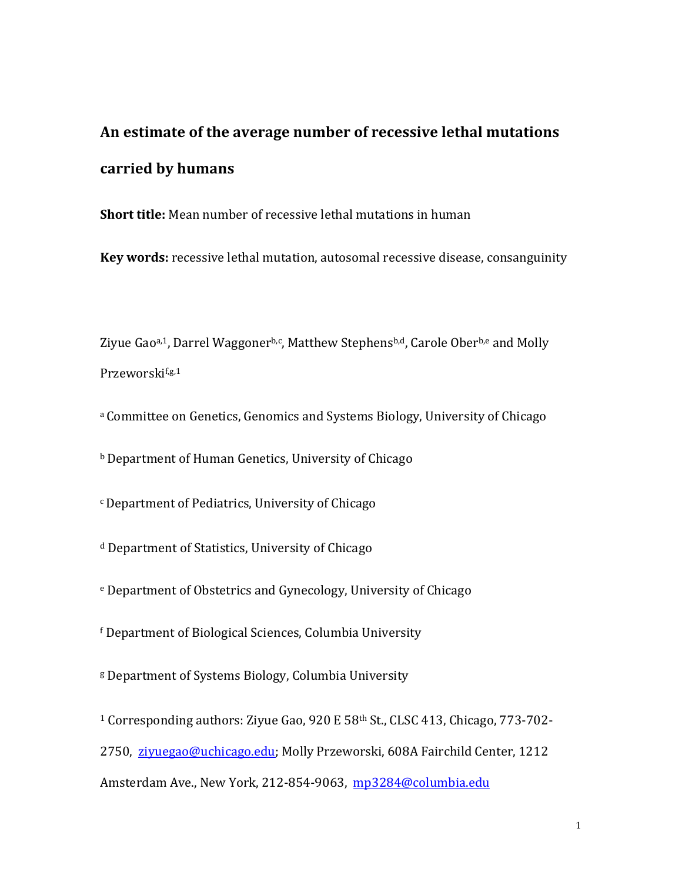# An estimate of the average number of recessive lethal mutations carried by humans

**Short title:** Mean number of recessive lethal mutations in human

**Key words:** recessive lethal mutation, autosomal recessive disease, consanguinity

Ziyue Gao[a,1], Darrel Waggoner[b,c], Matthew Stephens[b,d], Carole Ober[b,e] and Molly Przeworski[f,g,1]

[a] Committee on Genetics, Genomics and Systems Biology, University of Chicago

[b] Department of Human Genetics, University of Chicago

[c] Department of Pediatrics, University of Chicago

[d] Department of Statistics, University of Chicago

[e] Department of Obstetrics and Gynecology, University of Chicago

[f] Department of Biological Sciences, Columbia University

[g] Department of Systems Biology, Columbia University

[1] Corresponding authors: Ziyue Gao, 920 E 58th St., CLSC 413, Chicago, 773-702-2750, ziyuegao@uchicago.edu; Molly Przeworski, 608A Fairchild Center, 1212 Amsterdam Ave., New York, 212-854-9063, mp3284@columbia.edu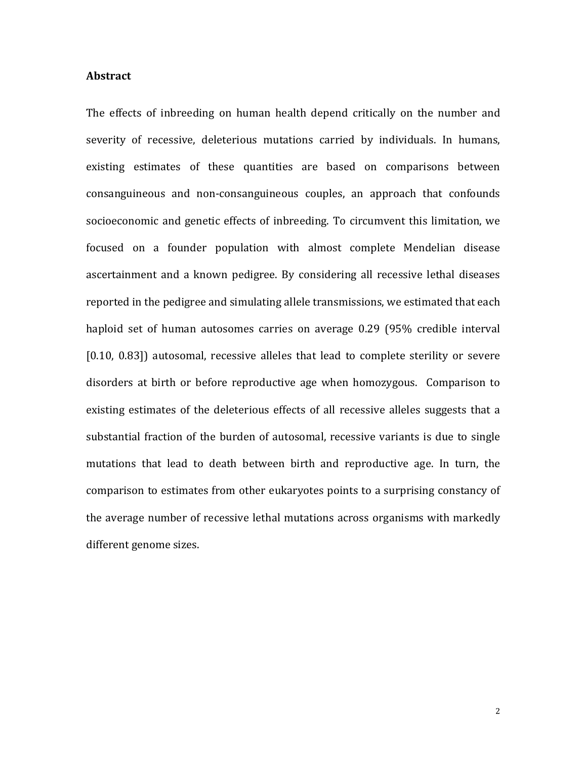**Abstract**

The effects of inbreeding on human health depend critically on the number and severity of recessive, deleterious mutations carried by individuals. In humans, existing estimates of these quantities are based on comparisons between consanguineous and non-consanguineous couples, an approach that confounds socioeconomic and genetic effects of inbreeding. To circumvent this limitation, we focused on a founder population with almost complete Mendelian disease ascertainment and a known pedigree. By considering all recessive lethal diseases reported in the pedigree and simulating allele transmissions, we estimated that each haploid set of human autosomes carries on average 0.29 (95% credible interval [0.10, 0.83]) autosomal, recessive alleles that lead to complete sterility or severe disorders at birth or before reproductive age when homozygous. Comparison to existing estimates of the deleterious effects of all recessive alleles suggests that a substantial fraction of the burden of autosomal, recessive variants is due to single mutations that lead to death between birth and reproductive age. In turn, the comparison to estimates from other eukaryotes points to a surprising constancy of the average number of recessive lethal mutations across organisms with markedly different genome sizes.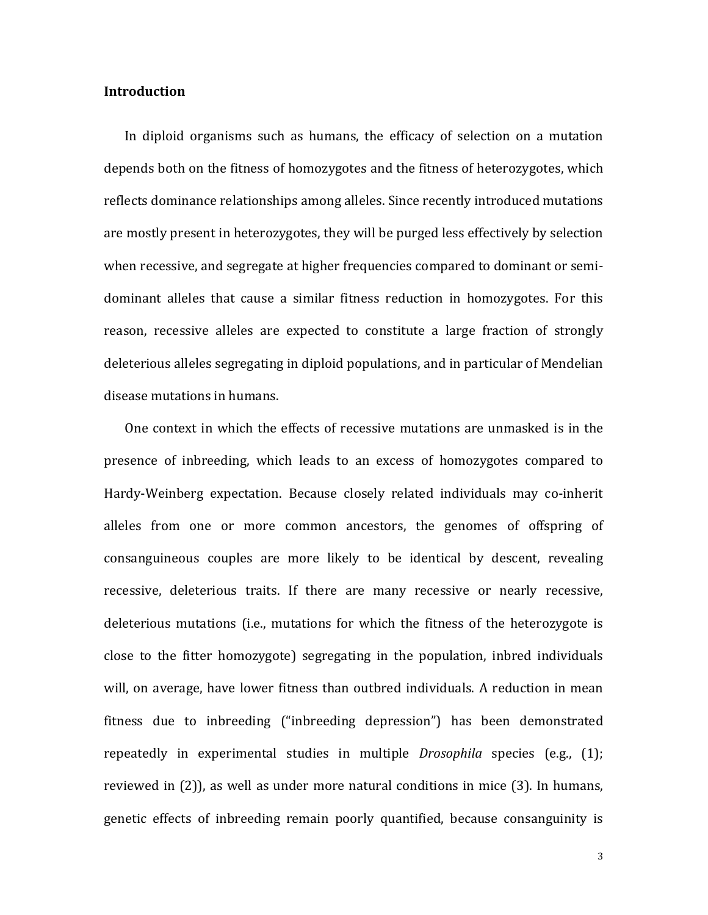## Introduction

In diploid organisms such as humans, the efficacy of selection on a mutation depends both on the fitness of homozygotes and the fitness of heterozygotes, which reflects dominance relationships among alleles. Since recently introduced mutations are mostly present in heterozygotes, they will be purged less effectively by selection when recessive, and segregate at higher frequencies compared to dominant or semi-dominant alleles that cause a similar fitness reduction in homozygotes. For this reason, recessive alleles are expected to constitute a large fraction of strongly deleterious alleles segregating in diploid populations, and in particular of Mendelian disease mutations in humans.

One context in which the effects of recessive mutations are unmasked is in the presence of inbreeding, which leads to an excess of homozygotes compared to Hardy-Weinberg expectation. Because closely related individuals may co-inherit alleles from one or more common ancestors, the genomes of offspring of consanguineous couples are more likely to be identical by descent, revealing recessive, deleterious traits. If there are many recessive or nearly recessive, deleterious mutations (i.e., mutations for which the fitness of the heterozygote is close to the fitter homozygote) segregating in the population, inbred individuals will, on average, have lower fitness than outbred individuals. A reduction in mean fitness due to inbreeding ("inbreeding depression") has been demonstrated repeatedly in experimental studies in multiple *Drosophila* species (e.g., (1); reviewed in (2)), as well as under more natural conditions in mice (3). In humans, genetic effects of inbreeding remain poorly quantified, because consanguinity is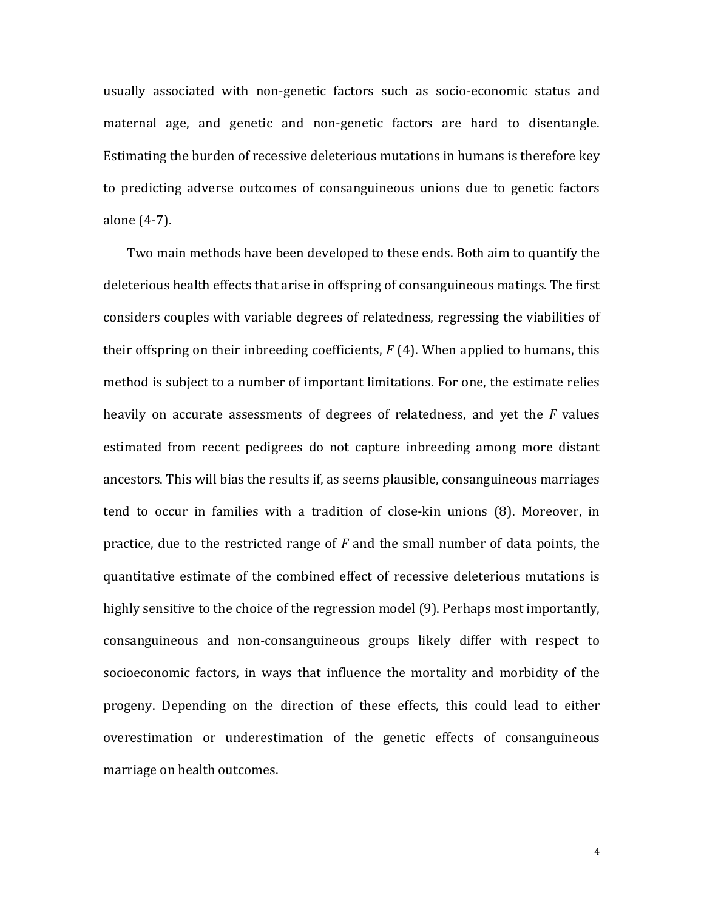usually associated with non-genetic factors such as socio-economic status and maternal age, and genetic and non-genetic factors are hard to disentangle. Estimating the burden of recessive deleterious mutations in humans is therefore key to predicting adverse outcomes of consanguineous unions due to genetic factors alone (4-7).

Two main methods have been developed to these ends. Both aim to quantify the deleterious health effects that arise in offspring of consanguineous matings. The first considers couples with variable degrees of relatedness, regressing the viabilities of their offspring on their inbreeding coefficients, $F$ (4). When applied to humans, this method is subject to a number of important limitations. For one, the estimate relies heavily on accurate assessments of degrees of relatedness, and yet the $F$ values estimated from recent pedigrees do not capture inbreeding among more distant ancestors. This will bias the results if, as seems plausible, consanguineous marriages tend to occur in families with a tradition of close-kin unions (8). Moreover, in practice, due to the restricted range of $F$ and the small number of data points, the quantitative estimate of the combined effect of recessive deleterious mutations is highly sensitive to the choice of the regression model (9). Perhaps most importantly, consanguineous and non-consanguineous groups likely differ with respect to socioeconomic factors, in ways that influence the mortality and morbidity of the progeny. Depending on the direction of these effects, this could lead to either overestimation or underestimation of the genetic effects of consanguineous marriage on health outcomes.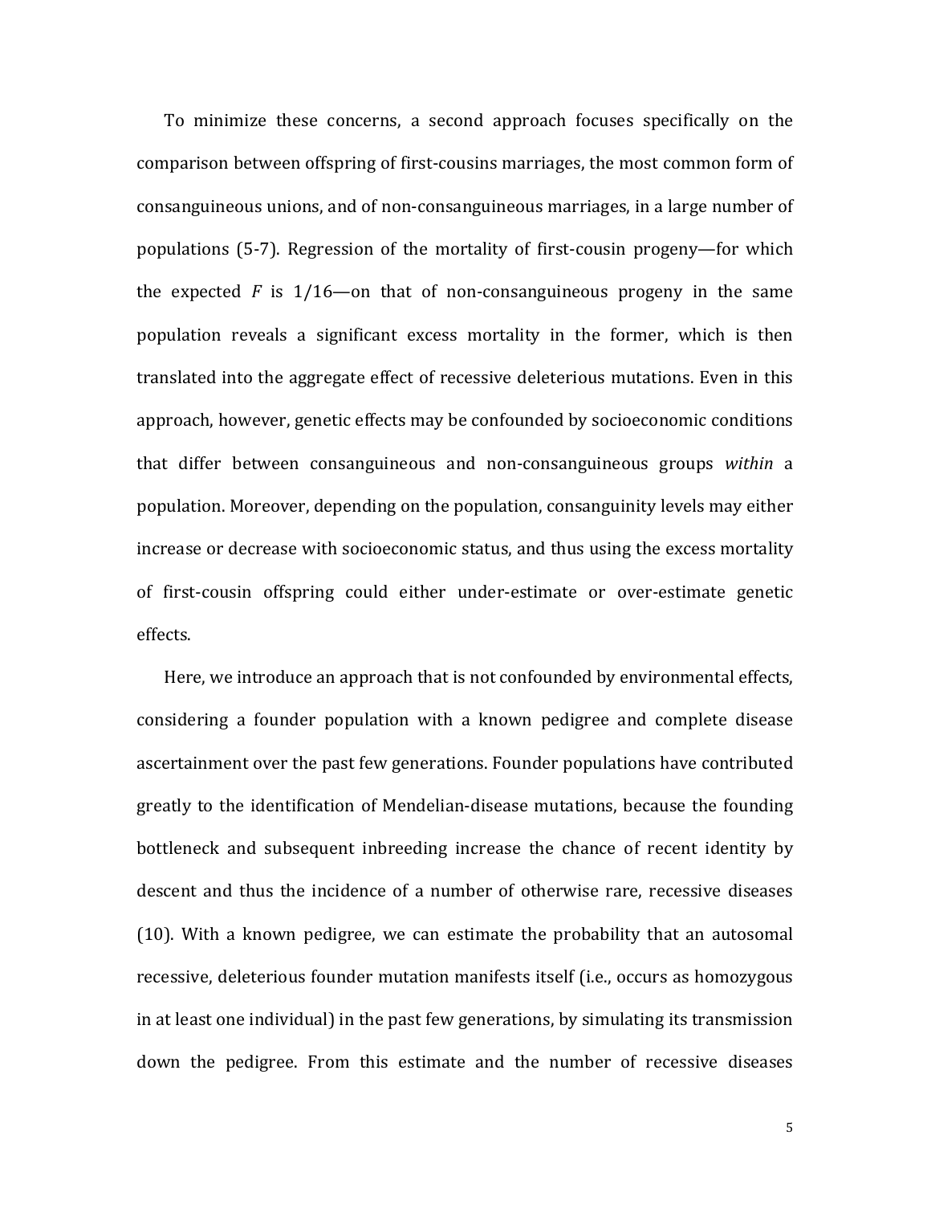To minimize these concerns, a second approach focuses specifically on the comparison between offspring of first-cousins marriages, the most common form of consanguineous unions, and of non-consanguineous marriages, in a large number of populations (5-7). Regression of the mortality of first-cousin progeny—for which the expected $F$ is 1/16—on that of non-consanguineous progeny in the same population reveals a significant excess mortality in the former, which is then translated into the aggregate effect of recessive deleterious mutations. Even in this approach, however, genetic effects may be confounded by socioeconomic conditions that differ between consanguineous and non-consanguineous groups *within* a population. Moreover, depending on the population, consanguinity levels may either increase or decrease with socioeconomic status, and thus using the excess mortality of first-cousin offspring could either under-estimate or over-estimate genetic effects.

Here, we introduce an approach that is not confounded by environmental effects, considering a founder population with a known pedigree and complete disease ascertainment over the past few generations. Founder populations have contributed greatly to the identification of Mendelian-disease mutations, because the founding bottleneck and subsequent inbreeding increase the chance of recent identity by descent and thus the incidence of a number of otherwise rare, recessive diseases (10). With a known pedigree, we can estimate the probability that an autosomal recessive, deleterious founder mutation manifests itself (i.e., occurs as homozygous in at least one individual) in the past few generations, by simulating its transmission down the pedigree. From this estimate and the number of recessive diseases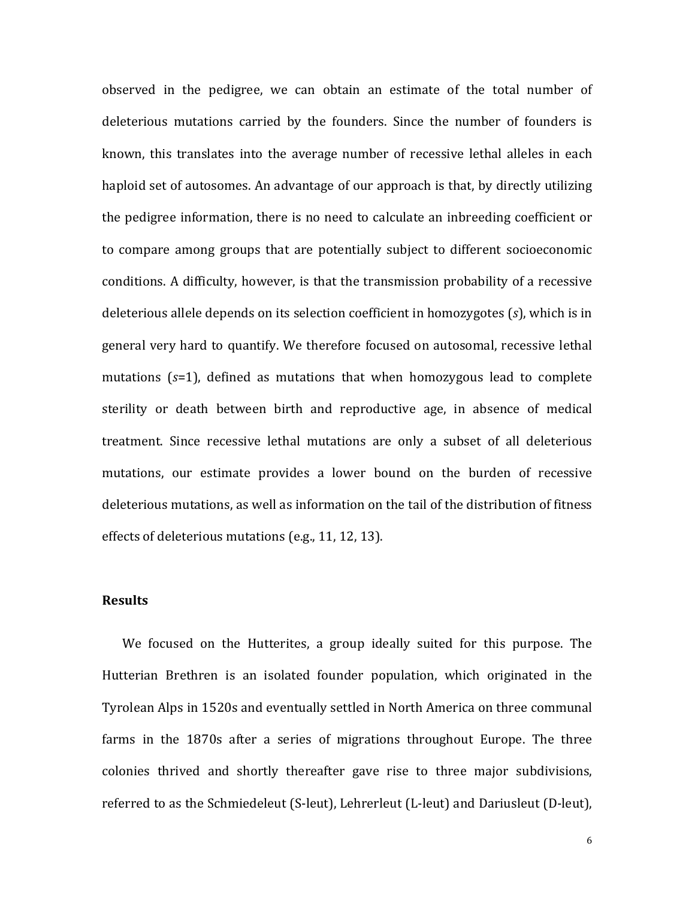observed in the pedigree, we can obtain an estimate of the total number of deleterious mutations carried by the founders. Since the number of founders is known, this translates into the average number of recessive lethal alleles in each haploid set of autosomes. An advantage of our approach is that, by directly utilizing the pedigree information, there is no need to calculate an inbreeding coefficient or to compare among groups that are potentially subject to different socioeconomic conditions. A difficulty, however, is that the transmission probability of a recessive deleterious allele depends on its selection coefficient in homozygotes ($s$), which is in general very hard to quantify. We therefore focused on autosomal, recessive lethal mutations ($s$=1), defined as mutations that when homozygous lead to complete sterility or death between birth and reproductive age, in absence of medical treatment. Since recessive lethal mutations are only a subset of all deleterious mutations, our estimate provides a lower bound on the burden of recessive deleterious mutations, as well as information on the tail of the distribution of fitness effects of deleterious mutations (e.g., 11, 12, 13).

## Results

We focused on the Hutterites, a group ideally suited for this purpose. The Hutterian Brethren is an isolated founder population, which originated in the Tyrolean Alps in 1520s and eventually settled in North America on three communal farms in the 1870s after a series of migrations throughout Europe. The three colonies thrived and shortly thereafter gave rise to three major subdivisions, referred to as the Schmiedeleut (S-leut), Lehrerleut (L-leut) and Dariusleut (D-leut),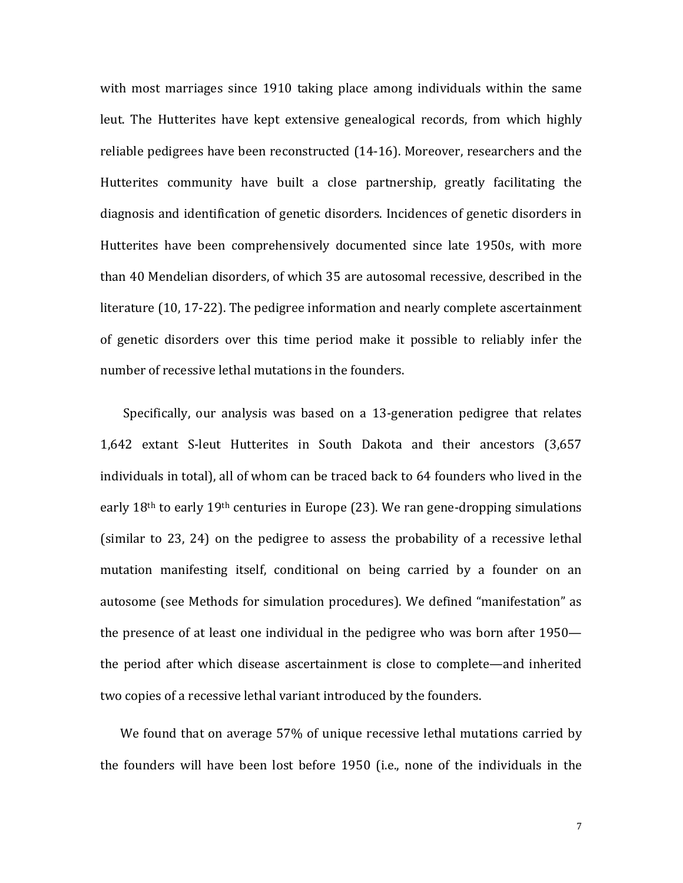with most marriages since 1910 taking place among individuals within the same leut. The Hutterites have kept extensive genealogical records, from which highly reliable pedigrees have been reconstructed (14-16). Moreover, researchers and the Hutterites community have built a close partnership, greatly facilitating the diagnosis and identification of genetic disorders. Incidences of genetic disorders in Hutterites have been comprehensively documented since late 1950s, with more than 40 Mendelian disorders, of which 35 are autosomal recessive, described in the literature (10, 17-22). The pedigree information and nearly complete ascertainment of genetic disorders over this time period make it possible to reliably infer the number of recessive lethal mutations in the founders.

Specifically, our analysis was based on a 13-generation pedigree that relates 1,642 extant S-leut Hutterites in South Dakota and their ancestors (3,657 individuals in total), all of whom can be traced back to 64 founders who lived in the early 18th to early 19th centuries in Europe (23). We ran gene-dropping simulations (similar to 23, 24) on the pedigree to assess the probability of a recessive lethal mutation manifesting itself, conditional on being carried by a founder on an autosome (see Methods for simulation procedures). We defined "manifestation" as the presence of at least one individual in the pedigree who was born after 1950—the period after which disease ascertainment is close to complete—and inherited two copies of a recessive lethal variant introduced by the founders.

We found that on average 57% of unique recessive lethal mutations carried by the founders will have been lost before 1950 (i.e., none of the individuals in the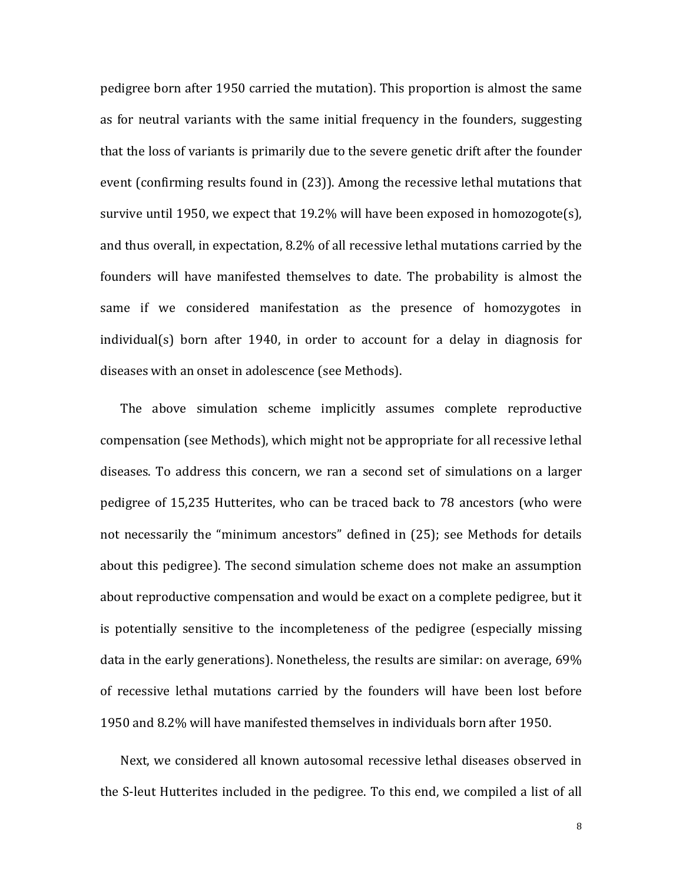pedigree born after 1950 carried the mutation). This proportion is almost the same as for neutral variants with the same initial frequency in the founders, suggesting that the loss of variants is primarily due to the severe genetic drift after the founder event (confirming results found in (23)). Among the recessive lethal mutations that survive until 1950, we expect that 19.2% will have been exposed in homozogote(s), and thus overall, in expectation, 8.2% of all recessive lethal mutations carried by the founders will have manifested themselves to date. The probability is almost the same if we considered manifestation as the presence of homozygotes in individual(s) born after 1940, in order to account for a delay in diagnosis for diseases with an onset in adolescence (see Methods).

The above simulation scheme implicitly assumes complete reproductive compensation (see Methods), which might not be appropriate for all recessive lethal diseases. To address this concern, we ran a second set of simulations on a larger pedigree of 15,235 Hutterites, who can be traced back to 78 ancestors (who were not necessarily the "minimum ancestors" defined in (25); see Methods for details about this pedigree). The second simulation scheme does not make an assumption about reproductive compensation and would be exact on a complete pedigree, but it is potentially sensitive to the incompleteness of the pedigree (especially missing data in the early generations). Nonetheless, the results are similar: on average, 69% of recessive lethal mutations carried by the founders will have been lost before 1950 and 8.2% will have manifested themselves in individuals born after 1950.

Next, we considered all known autosomal recessive lethal diseases observed in the S-leut Hutterites included in the pedigree. To this end, we compiled a list of all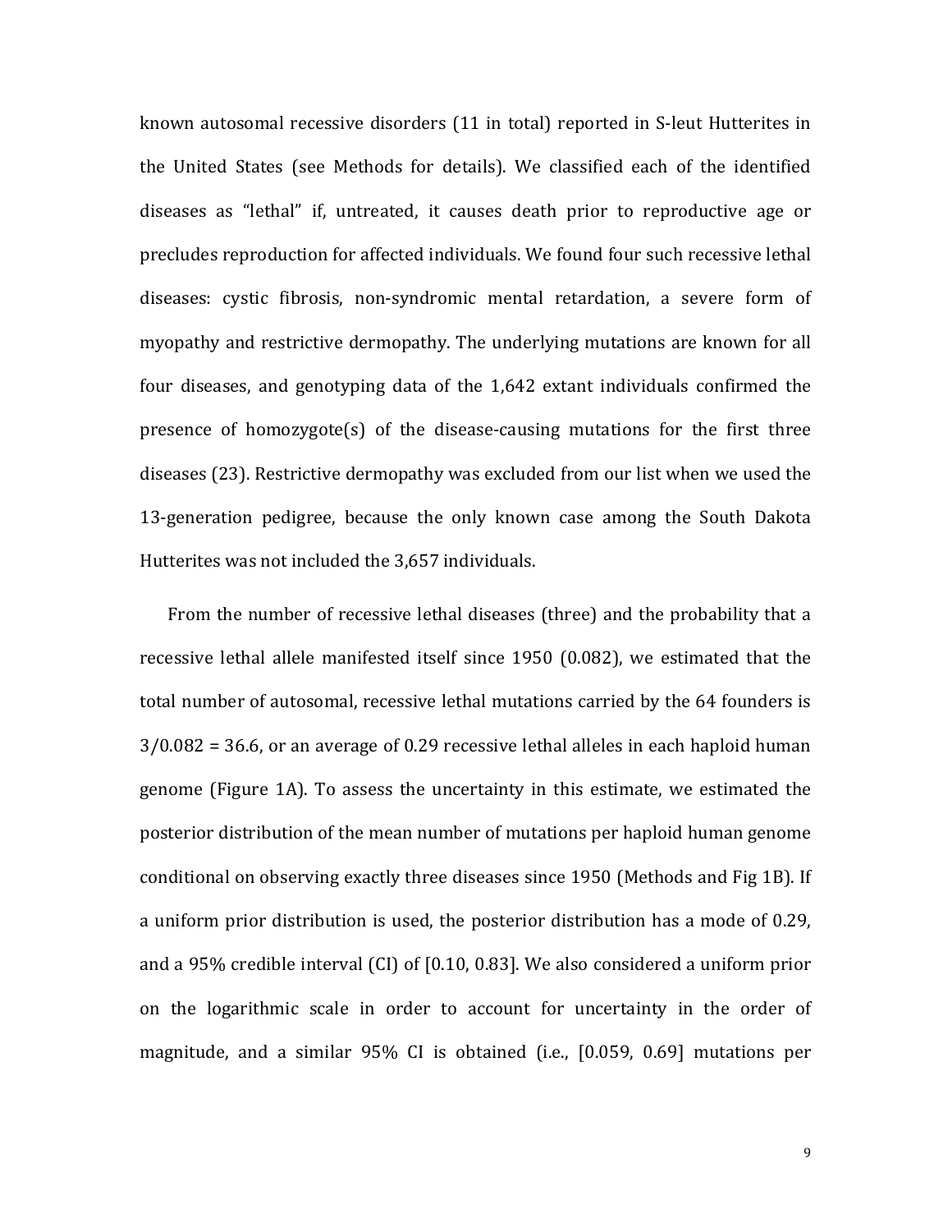known autosomal recessive disorders (11 in total) reported in S-leut Hutterites in the United States (see Methods for details). We classified each of the identified diseases as "lethal" if, untreated, it causes death prior to reproductive age or precludes reproduction for affected individuals. We found four such recessive lethal diseases: cystic fibrosis, non-syndromic mental retardation, a severe form of myopathy and restrictive dermopathy. The underlying mutations are known for all four diseases, and genotyping data of the 1,642 extant individuals confirmed the presence of homozygote(s) of the disease-causing mutations for the first three diseases (23). Restrictive dermopathy was excluded from our list when we used the 13-generation pedigree, because the only known case among the South Dakota Hutterites was not included the 3,657 individuals.

From the number of recessive lethal diseases (three) and the probability that a recessive lethal allele manifested itself since 1950 (0.082), we estimated that the total number of autosomal, recessive lethal mutations carried by the 64 founders is $3/0.082 = 36.6$, or an average of 0.29 recessive lethal alleles in each haploid human genome (Figure 1A). To assess the uncertainty in this estimate, we estimated the posterior distribution of the mean number of mutations per haploid human genome conditional on observing exactly three diseases since 1950 (Methods and Fig 1B). If a uniform prior distribution is used, the posterior distribution has a mode of 0.29, and a 95% credible interval (CI) of [0.10, 0.83]. We also considered a uniform prior on the logarithmic scale in order to account for uncertainty in the order of magnitude, and a similar 95% CI is obtained (i.e., [0.059, 0.69] mutations per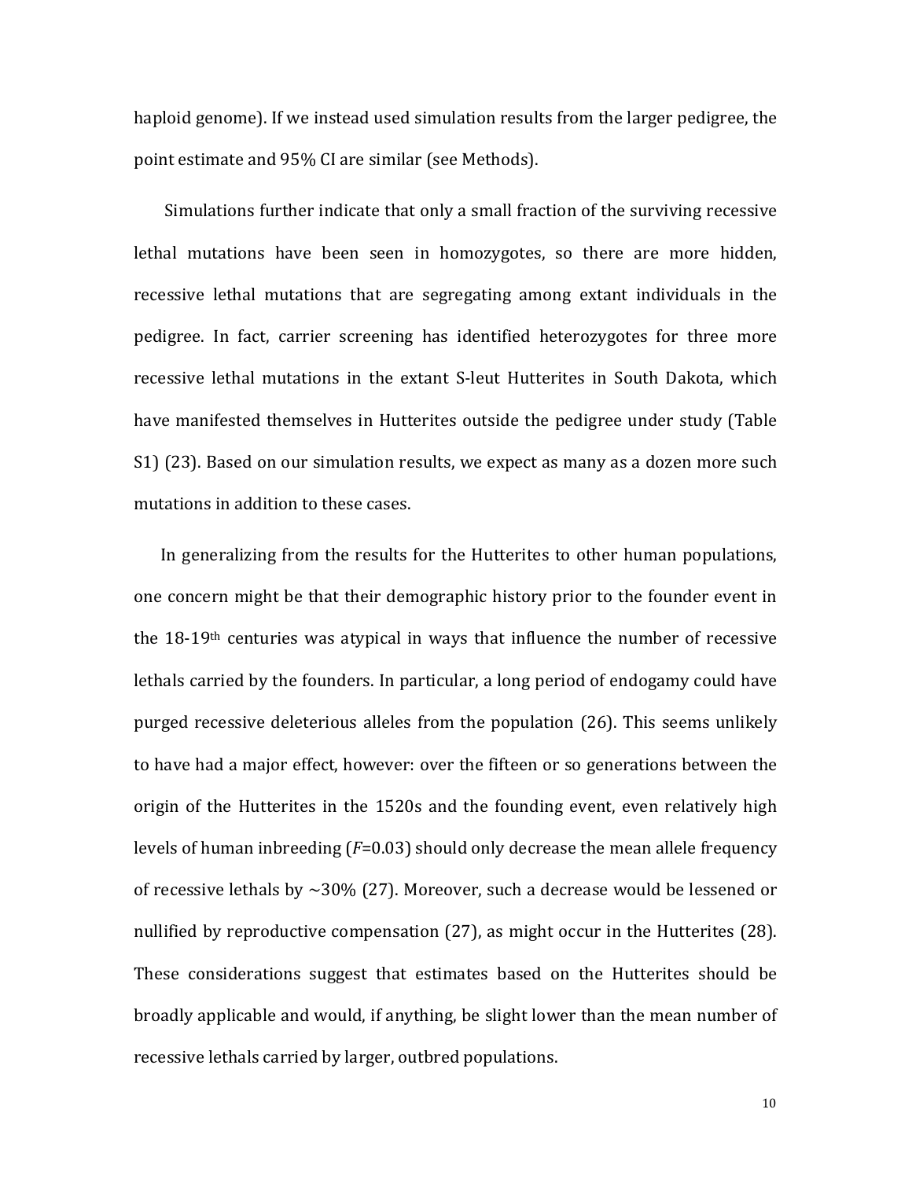haploid genome). If we instead used simulation results from the larger pedigree, the point estimate and 95% CI are similar (see Methods).

Simulations further indicate that only a small fraction of the surviving recessive lethal mutations have been seen in homozygotes, so there are more hidden, recessive lethal mutations that are segregating among extant individuals in the pedigree. In fact, carrier screening has identified heterozygotes for three more recessive lethal mutations in the extant S-leut Hutterites in South Dakota, which have manifested themselves in Hutterites outside the pedigree under study (Table S1) (23). Based on our simulation results, we expect as many as a dozen more such mutations in addition to these cases.

In generalizing from the results for the Hutterites to other human populations, one concern might be that their demographic history prior to the founder event in the 18-19th centuries was atypical in ways that influence the number of recessive lethals carried by the founders. In particular, a long period of endogamy could have purged recessive deleterious alleles from the population (26). This seems unlikely to have had a major effect, however: over the fifteen or so generations between the origin of the Hutterites in the 1520s and the founding event, even relatively high levels of human inbreeding ($F$=0.03) should only decrease the mean allele frequency of recessive lethals by ~30% (27). Moreover, such a decrease would be lessened or nullified by reproductive compensation (27), as might occur in the Hutterites (28). These considerations suggest that estimates based on the Hutterites should be broadly applicable and would, if anything, be slight lower than the mean number of recessive lethals carried by larger, outbred populations.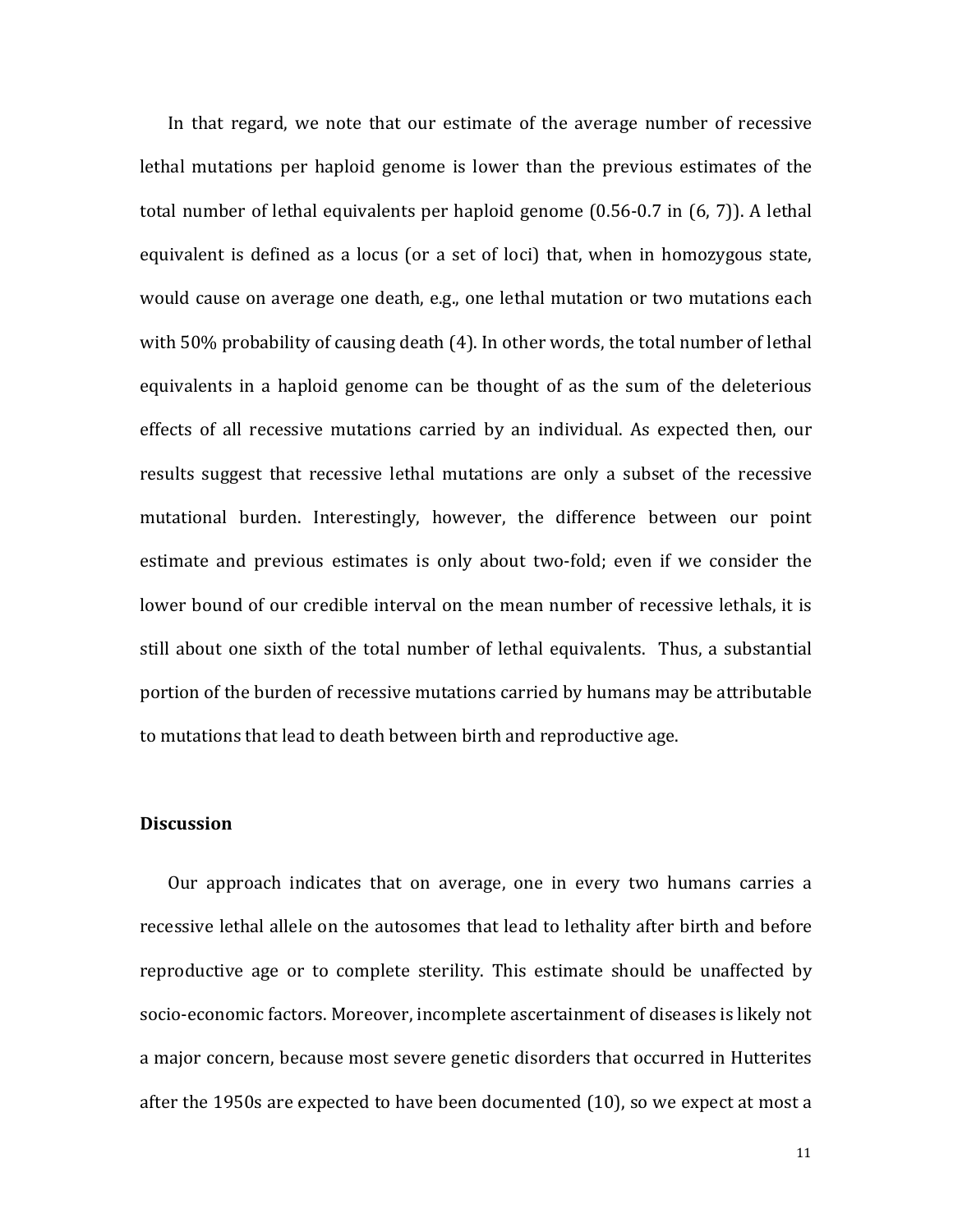In that regard, we note that our estimate of the average number of recessive lethal mutations per haploid genome is lower than the previous estimates of the total number of lethal equivalents per haploid genome (0.56-0.7 in (6, 7)). A lethal equivalent is defined as a locus (or a set of loci) that, when in homozygous state, would cause on average one death, e.g., one lethal mutation or two mutations each with 50% probability of causing death (4). In other words, the total number of lethal equivalents in a haploid genome can be thought of as the sum of the deleterious effects of all recessive mutations carried by an individual. As expected then, our results suggest that recessive lethal mutations are only a subset of the recessive mutational burden. Interestingly, however, the difference between our point estimate and previous estimates is only about two-fold; even if we consider the lower bound of our credible interval on the mean number of recessive lethals, it is still about one sixth of the total number of lethal equivalents. Thus, a substantial portion of the burden of recessive mutations carried by humans may be attributable to mutations that lead to death between birth and reproductive age.

## Discussion

Our approach indicates that on average, one in every two humans carries a recessive lethal allele on the autosomes that lead to lethality after birth and before reproductive age or to complete sterility. This estimate should be unaffected by socio-economic factors. Moreover, incomplete ascertainment of diseases is likely not a major concern, because most severe genetic disorders that occurred in Hutterites after the 1950s are expected to have been documented (10), so we expect at most a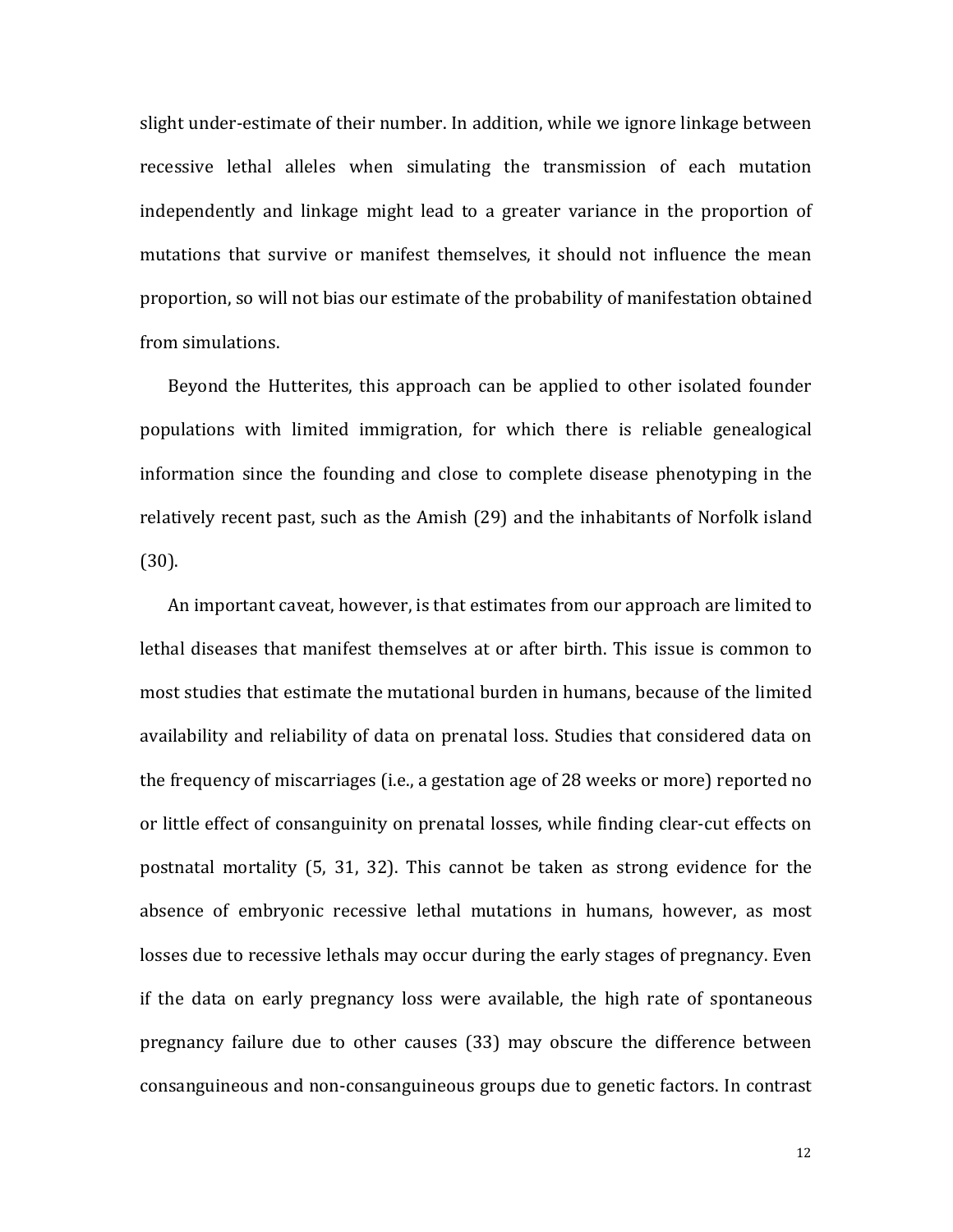slight under-estimate of their number. In addition, while we ignore linkage between recessive lethal alleles when simulating the transmission of each mutation independently and linkage might lead to a greater variance in the proportion of mutations that survive or manifest themselves, it should not influence the mean proportion, so will not bias our estimate of the probability of manifestation obtained from simulations.

Beyond the Hutterites, this approach can be applied to other isolated founder populations with limited immigration, for which there is reliable genealogical information since the founding and close to complete disease phenotyping in the relatively recent past, such as the Amish (29) and the inhabitants of Norfolk island (30).

An important caveat, however, is that estimates from our approach are limited to lethal diseases that manifest themselves at or after birth. This issue is common to most studies that estimate the mutational burden in humans, because of the limited availability and reliability of data on prenatal loss. Studies that considered data on the frequency of miscarriages (i.e., a gestation age of 28 weeks or more) reported no or little effect of consanguinity on prenatal losses, while finding clear-cut effects on postnatal mortality (5, 31, 32). This cannot be taken as strong evidence for the absence of embryonic recessive lethal mutations in humans, however, as most losses due to recessive lethals may occur during the early stages of pregnancy. Even if the data on early pregnancy loss were available, the high rate of spontaneous pregnancy failure due to other causes (33) may obscure the difference between consanguineous and non-consanguineous groups due to genetic factors. In contrast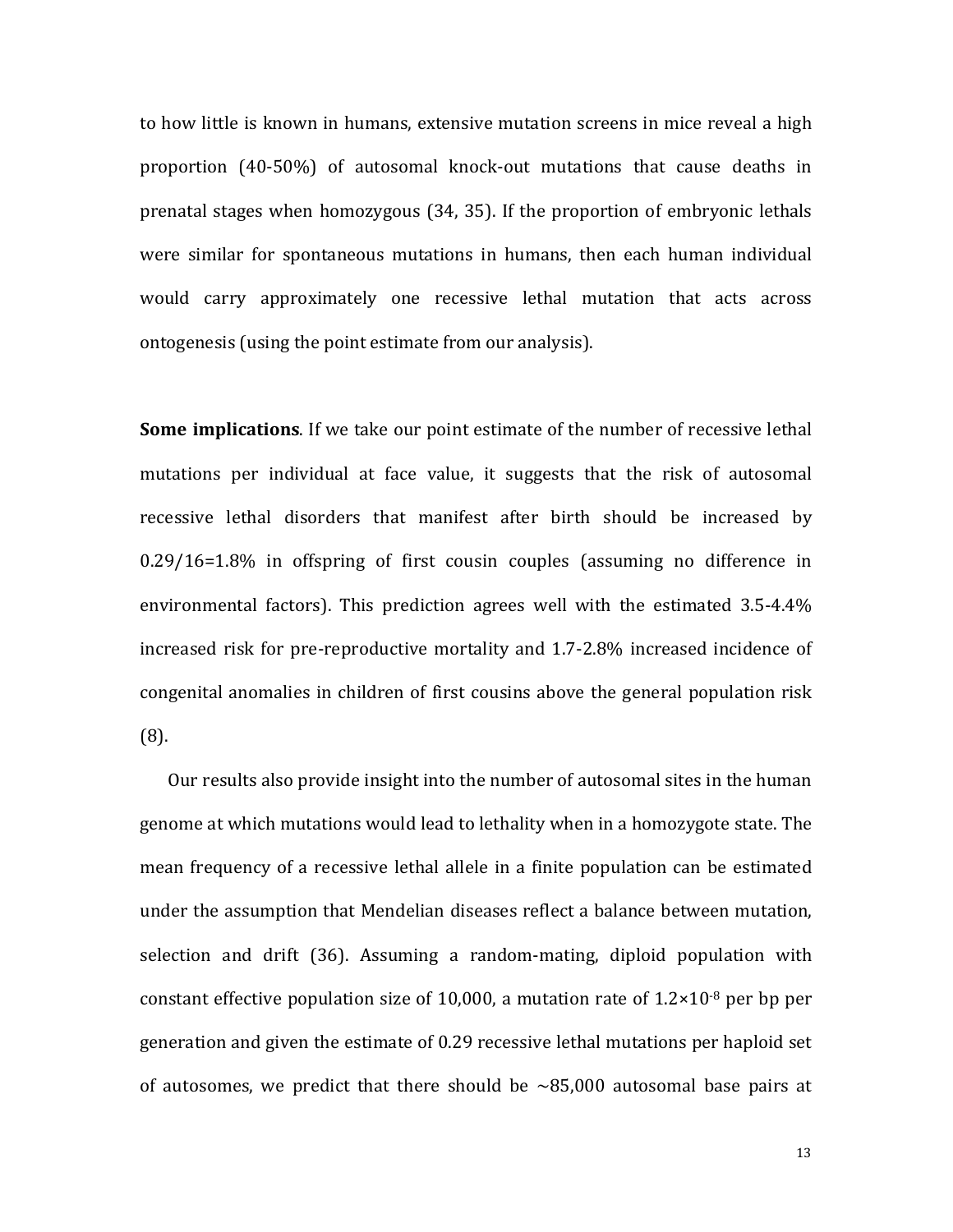to how little is known in humans, extensive mutation screens in mice reveal a high proportion (40-50%) of autosomal knock-out mutations that cause deaths in prenatal stages when homozygous (34, 35). If the proportion of embryonic lethals were similar for spontaneous mutations in humans, then each human individual would carry approximately one recessive lethal mutation that acts across ontogenesis (using the point estimate from our analysis).

**Some implications**. If we take our point estimate of the number of recessive lethal mutations per individual at face value, it suggests that the risk of autosomal recessive lethal disorders that manifest after birth should be increased by 0.29/16=1.8% in offspring of first cousin couples (assuming no difference in environmental factors). This prediction agrees well with the estimated 3.5-4.4% increased risk for pre-reproductive mortality and 1.7-2.8% increased incidence of congenital anomalies in children of first cousins above the general population risk (8).

Our results also provide insight into the number of autosomal sites in the human genome at which mutations would lead to lethality when in a homozygote state. The mean frequency of a recessive lethal allele in a finite population can be estimated under the assumption that Mendelian diseases reflect a balance between mutation, selection and drift (36). Assuming a random-mating, diploid population with constant effective population size of 10,000, a mutation rate of $1.2 \times 10^{-8}$ per bp per generation and given the estimate of 0.29 recessive lethal mutations per haploid set of autosomes, we predict that there should be ~85,000 autosomal base pairs at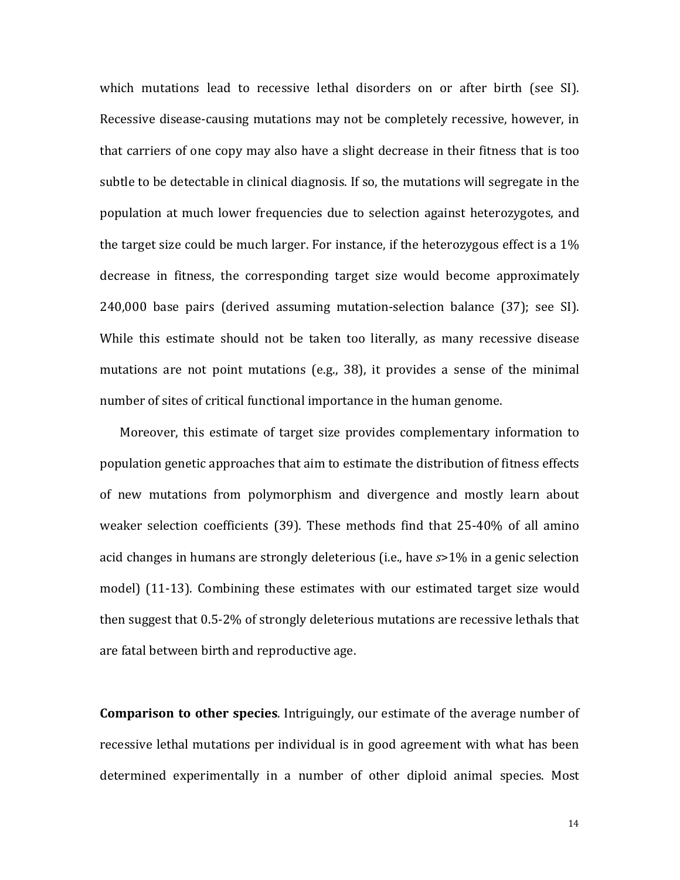which mutations lead to recessive lethal disorders on or after birth (see SI). Recessive disease-causing mutations may not be completely recessive, however, in that carriers of one copy may also have a slight decrease in their fitness that is too subtle to be detectable in clinical diagnosis. If so, the mutations will segregate in the population at much lower frequencies due to selection against heterozygotes, and the target size could be much larger. For instance, if the heterozygous effect is a 1% decrease in fitness, the corresponding target size would become approximately 240,000 base pairs (derived assuming mutation-selection balance (37); see SI). While this estimate should not be taken too literally, as many recessive disease mutations are not point mutations (e.g., 38), it provides a sense of the minimal number of sites of critical functional importance in the human genome.

Moreover, this estimate of target size provides complementary information to population genetic approaches that aim to estimate the distribution of fitness effects of new mutations from polymorphism and divergence and mostly learn about weaker selection coefficients (39). These methods find that 25-40% of all amino acid changes in humans are strongly deleterious (i.e., have $s$>1% in a genic selection model) (11-13). Combining these estimates with our estimated target size would then suggest that 0.5-2% of strongly deleterious mutations are recessive lethals that are fatal between birth and reproductive age.

**Comparison to other species**. Intriguingly, our estimate of the average number of recessive lethal mutations per individual is in good agreement with what has been determined experimentally in a number of other diploid animal species. Most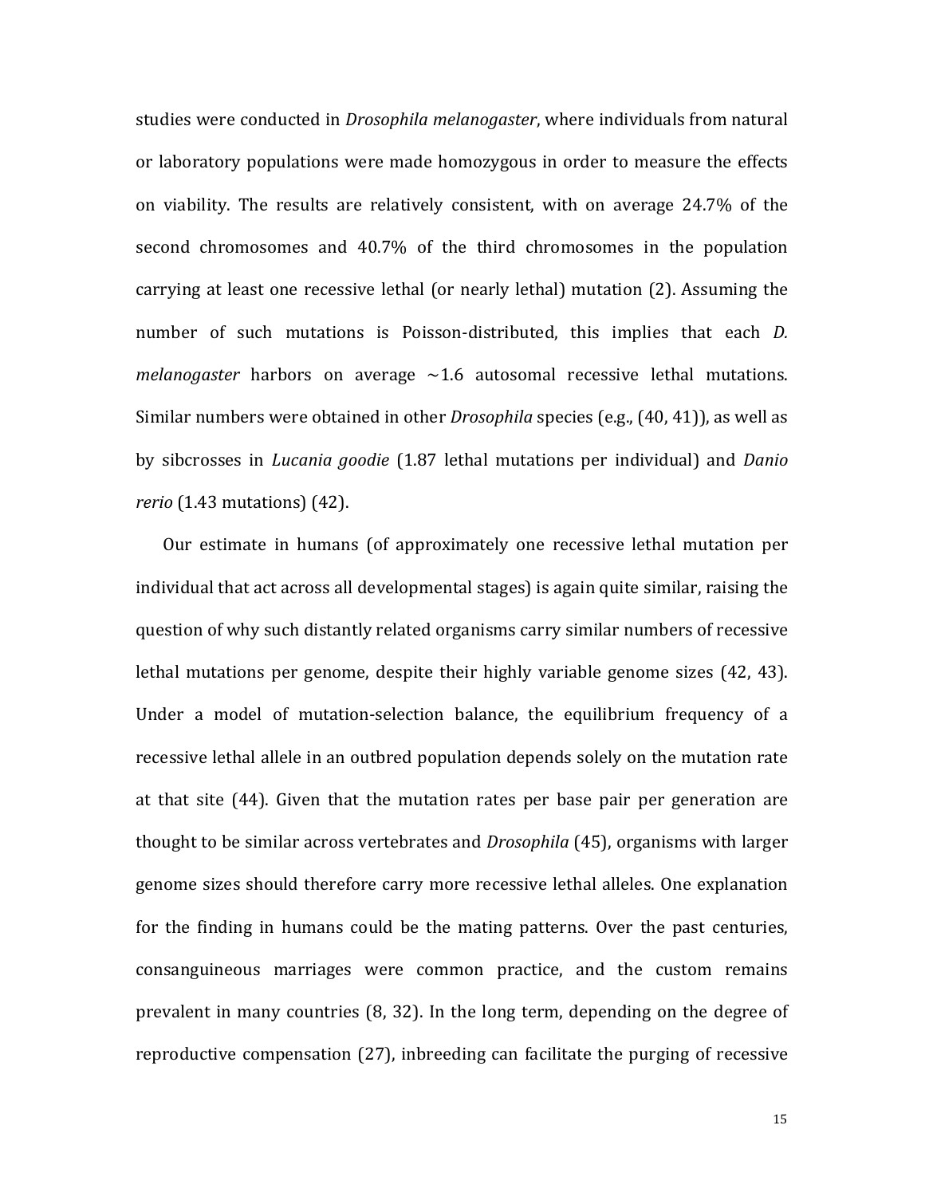studies were conducted in *Drosophila melanogaster*, where individuals from natural or laboratory populations were made homozygous in order to measure the effects on viability. The results are relatively consistent, with on average 24.7% of the second chromosomes and 40.7% of the third chromosomes in the population carrying at least one recessive lethal (or nearly lethal) mutation (2). Assuming the number of such mutations is Poisson-distributed, this implies that each *D. melanogaster* harbors on average ~1.6 autosomal recessive lethal mutations. Similar numbers were obtained in other *Drosophila* species (e.g., (40, 41)), as well as by sibcrosses in *Lucania goodie* (1.87 lethal mutations per individual) and *Danio rerio* (1.43 mutations) (42).

Our estimate in humans (of approximately one recessive lethal mutation per individual that act across all developmental stages) is again quite similar, raising the question of why such distantly related organisms carry similar numbers of recessive lethal mutations per genome, despite their highly variable genome sizes (42, 43). Under a model of mutation-selection balance, the equilibrium frequency of a recessive lethal allele in an outbred population depends solely on the mutation rate at that site (44). Given that the mutation rates per base pair per generation are thought to be similar across vertebrates and *Drosophila* (45), organisms with larger genome sizes should therefore carry more recessive lethal alleles. One explanation for the finding in humans could be the mating patterns. Over the past centuries, consanguineous marriages were common practice, and the custom remains prevalent in many countries (8, 32). In the long term, depending on the degree of reproductive compensation (27), inbreeding can facilitate the purging of recessive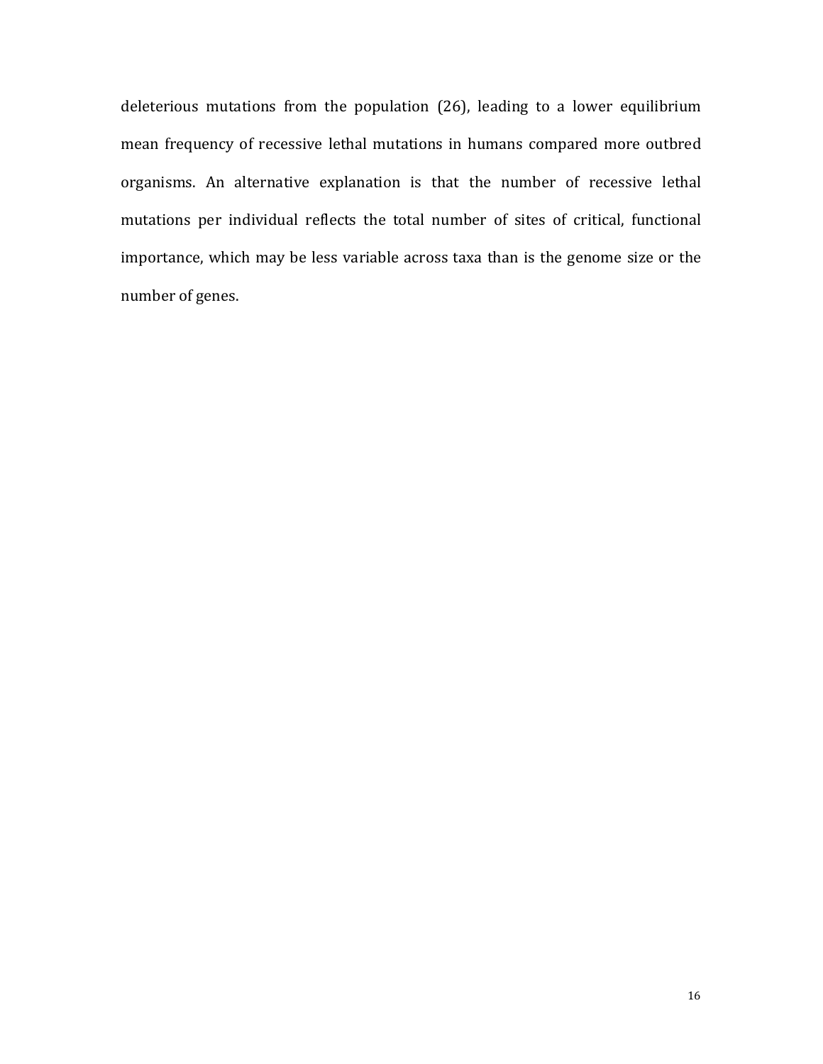deleterious mutations from the population (26), leading to a lower equilibrium mean frequency of recessive lethal mutations in humans compared more outbred organisms. An alternative explanation is that the number of recessive lethal mutations per individual reflects the total number of sites of critical, functional importance, which may be less variable across taxa than is the genome size or the number of genes.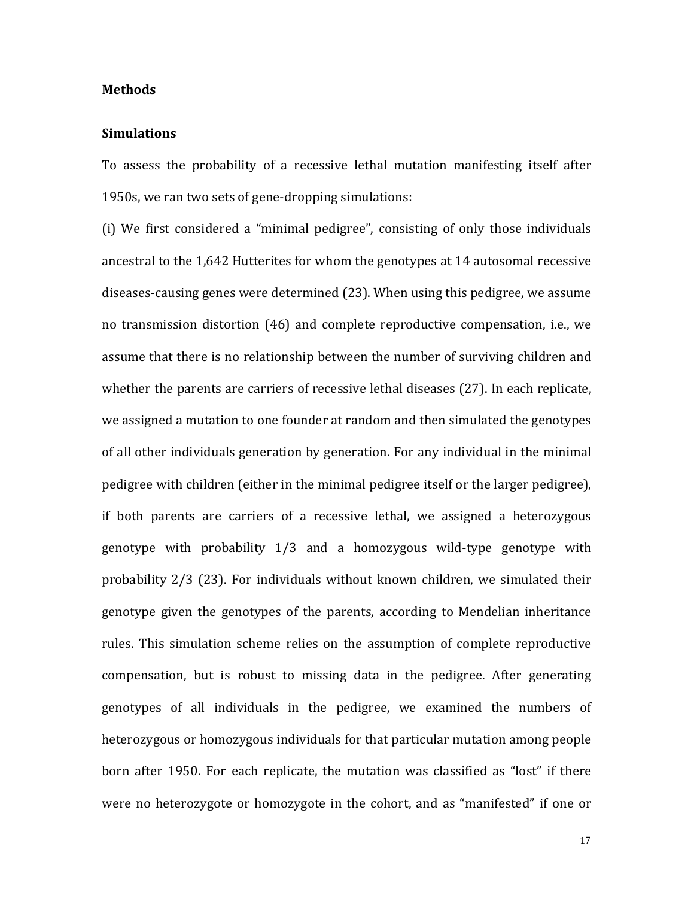## Methods

### Simulations

To assess the probability of a recessive lethal mutation manifesting itself after 1950s, we ran two sets of gene-dropping simulations:

(i) We first considered a "minimal pedigree", consisting of only those individuals ancestral to the 1,642 Hutterites for whom the genotypes at 14 autosomal recessive diseases-causing genes were determined (23). When using this pedigree, we assume no transmission distortion (46) and complete reproductive compensation, i.e., we assume that there is no relationship between the number of surviving children and whether the parents are carriers of recessive lethal diseases (27). In each replicate, we assigned a mutation to one founder at random and then simulated the genotypes of all other individuals generation by generation. For any individual in the minimal pedigree with children (either in the minimal pedigree itself or the larger pedigree), if both parents are carriers of a recessive lethal, we assigned a heterozygous genotype with probability 1/3 and a homozygous wild-type genotype with probability 2/3 (23). For individuals without known children, we simulated their genotype given the genotypes of the parents, according to Mendelian inheritance rules. This simulation scheme relies on the assumption of complete reproductive compensation, but is robust to missing data in the pedigree. After generating genotypes of all individuals in the pedigree, we examined the numbers of heterozygous or homozygous individuals for that particular mutation among people born after 1950. For each replicate, the mutation was classified as "lost" if there were no heterozygote or homozygote in the cohort, and as "manifested" if one or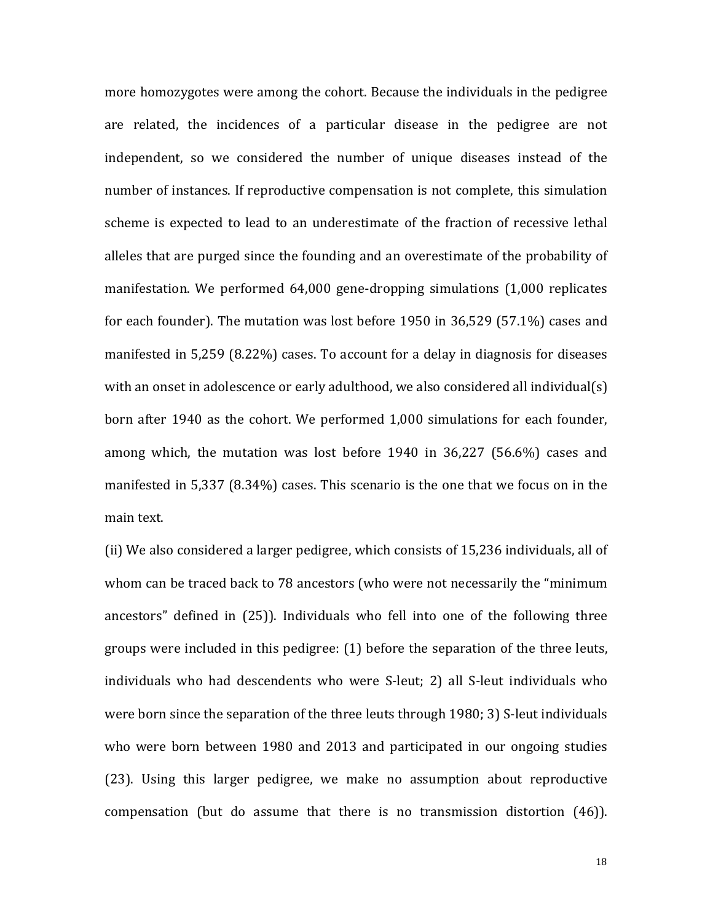more homozygotes were among the cohort. Because the individuals in the pedigree are related, the incidences of a particular disease in the pedigree are not independent, so we considered the number of unique diseases instead of the number of instances. If reproductive compensation is not complete, this simulation scheme is expected to lead to an underestimate of the fraction of recessive lethal alleles that are purged since the founding and an overestimate of the probability of manifestation. We performed 64,000 gene-dropping simulations (1,000 replicates for each founder). The mutation was lost before 1950 in 36,529 (57.1%) cases and manifested in 5,259 (8.22%) cases. To account for a delay in diagnosis for diseases with an onset in adolescence or early adulthood, we also considered all individual(s) born after 1940 as the cohort. We performed 1,000 simulations for each founder, among which, the mutation was lost before 1940 in 36,227 (56.6%) cases and manifested in 5,337 (8.34%) cases. This scenario is the one that we focus on in the main text.

(ii) We also considered a larger pedigree, which consists of 15,236 individuals, all of whom can be traced back to 78 ancestors (who were not necessarily the "minimum ancestors" defined in (25)). Individuals who fell into one of the following three groups were included in this pedigree: (1) before the separation of the three leuts, individuals who had descendents who were S-leut; 2) all S-leut individuals who were born since the separation of the three leuts through 1980; 3) S-leut individuals who were born between 1980 and 2013 and participated in our ongoing studies (23). Using this larger pedigree, we make no assumption about reproductive compensation (but do assume that there is no transmission distortion (46)).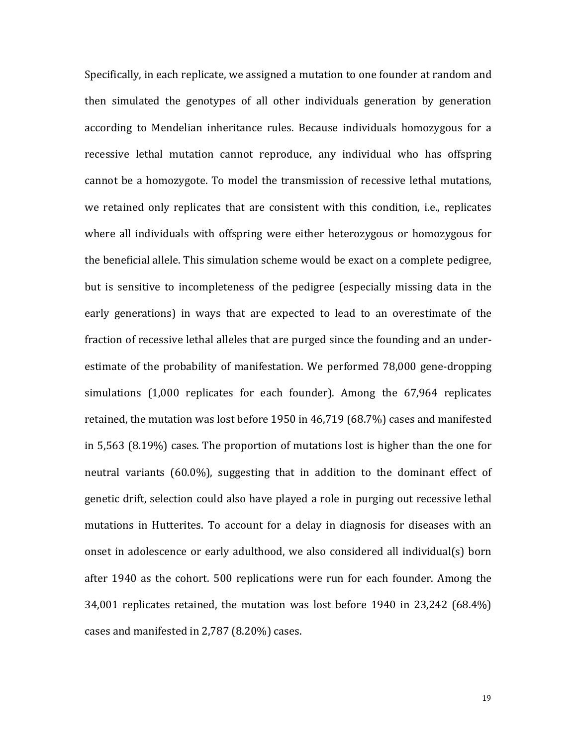Specifically, in each replicate, we assigned a mutation to one founder at random and then simulated the genotypes of all other individuals generation by generation according to Mendelian inheritance rules. Because individuals homozygous for a recessive lethal mutation cannot reproduce, any individual who has offspring cannot be a homozygote. To model the transmission of recessive lethal mutations, we retained only replicates that are consistent with this condition, i.e., replicates where all individuals with offspring were either heterozygous or homozygous for the beneficial allele. This simulation scheme would be exact on a complete pedigree, but is sensitive to incompleteness of the pedigree (especially missing data in the early generations) in ways that are expected to lead to an overestimate of the fraction of recessive lethal alleles that are purged since the founding and an under-estimate of the probability of manifestation. We performed 78,000 gene-dropping simulations (1,000 replicates for each founder). Among the 67,964 replicates retained, the mutation was lost before 1950 in 46,719 (68.7%) cases and manifested in 5,563 (8.19%) cases. The proportion of mutations lost is higher than the one for neutral variants (60.0%), suggesting that in addition to the dominant effect of genetic drift, selection could also have played a role in purging out recessive lethal mutations in Hutterites. To account for a delay in diagnosis for diseases with an onset in adolescence or early adulthood, we also considered all individual(s) born after 1940 as the cohort. 500 replications were run for each founder. Among the 34,001 replicates retained, the mutation was lost before 1940 in 23,242 (68.4%) cases and manifested in 2,787 (8.20%) cases.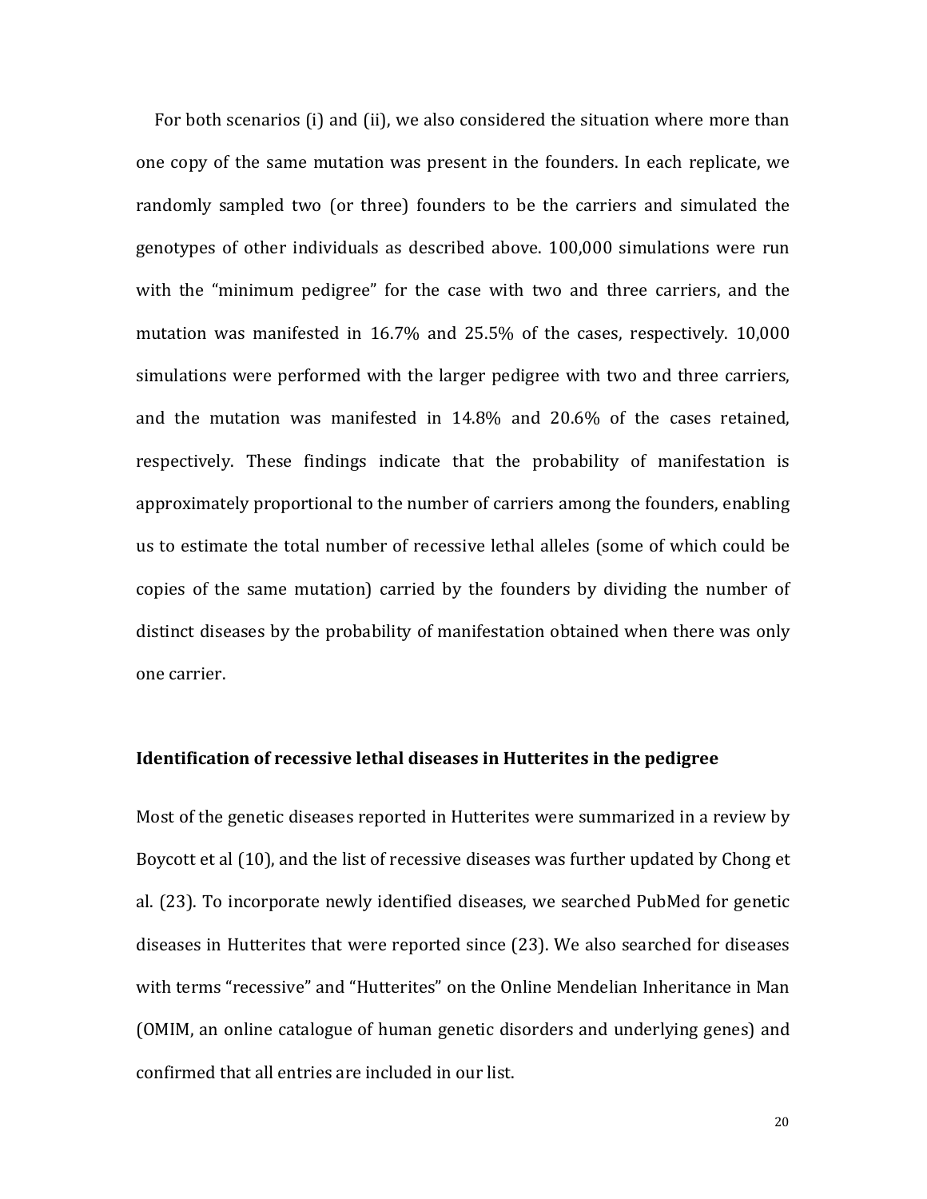For both scenarios (i) and (ii), we also considered the situation where more than one copy of the same mutation was present in the founders. In each replicate, we randomly sampled two (or three) founders to be the carriers and simulated the genotypes of other individuals as described above. 100,000 simulations were run with the "minimum pedigree" for the case with two and three carriers, and the mutation was manifested in 16.7% and 25.5% of the cases, respectively. 10,000 simulations were performed with the larger pedigree with two and three carriers, and the mutation was manifested in 14.8% and 20.6% of the cases retained, respectively. These findings indicate that the probability of manifestation is approximately proportional to the number of carriers among the founders, enabling us to estimate the total number of recessive lethal alleles (some of which could be copies of the same mutation) carried by the founders by dividing the number of distinct diseases by the probability of manifestation obtained when there was only one carrier.

### Identification of recessive lethal diseases in Hutterites in the pedigree

Most of the genetic diseases reported in Hutterites were summarized in a review by Boycott et al (10), and the list of recessive diseases was further updated by Chong et al. (23). To incorporate newly identified diseases, we searched PubMed for genetic diseases in Hutterites that were reported since (23). We also searched for diseases with terms "recessive" and "Hutterites" on the Online Mendelian Inheritance in Man (OMIM, an online catalogue of human genetic disorders and underlying genes) and confirmed that all entries are included in our list.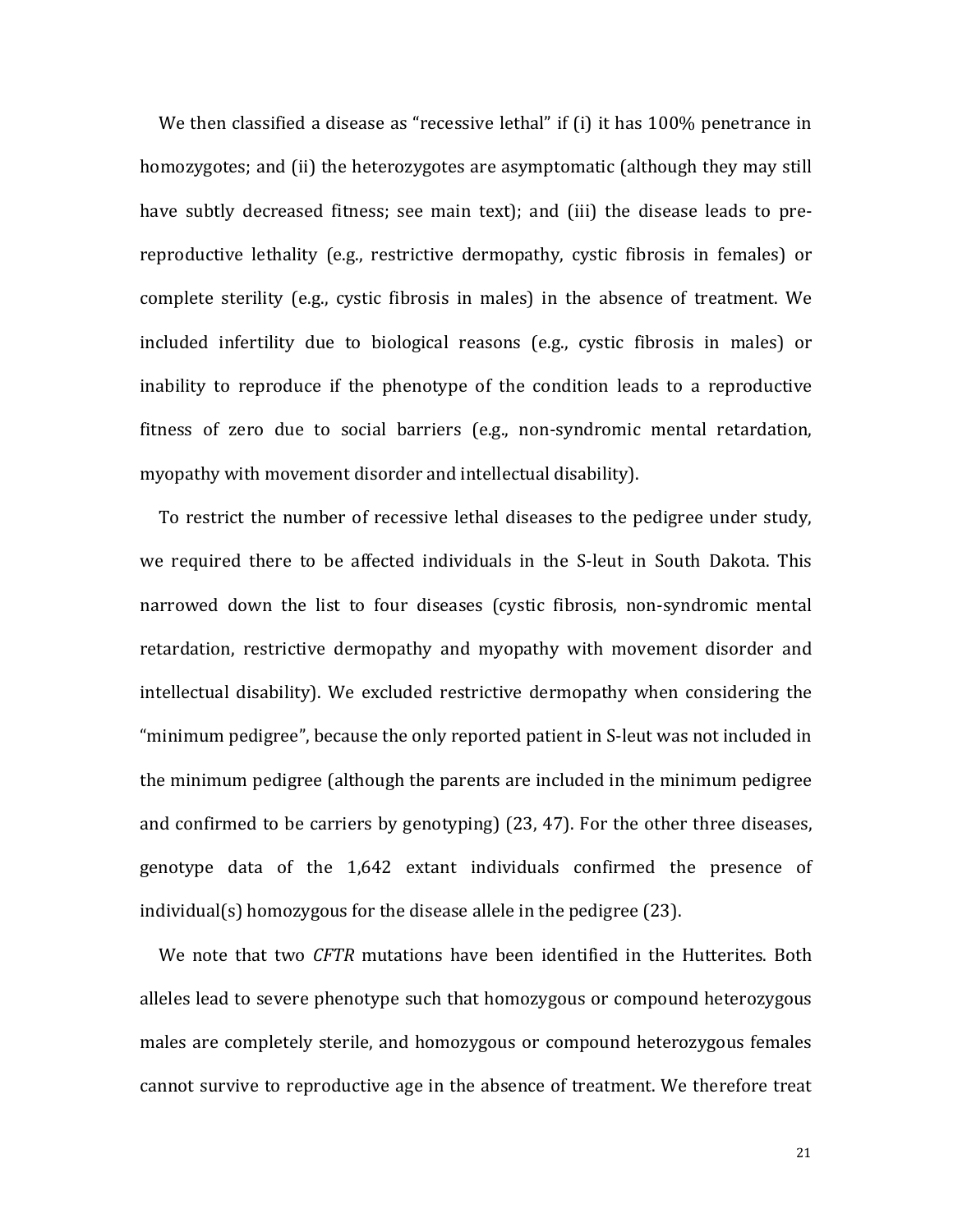We then classified a disease as "recessive lethal" if (i) it has 100% penetrance in homozygotes; and (ii) the heterozygotes are asymptomatic (although they may still have subtly decreased fitness; see main text); and (iii) the disease leads to pre-reproductive lethality (e.g., restrictive dermopathy, cystic fibrosis in females) or complete sterility (e.g., cystic fibrosis in males) in the absence of treatment. We included infertility due to biological reasons (e.g., cystic fibrosis in males) or inability to reproduce if the phenotype of the condition leads to a reproductive fitness of zero due to social barriers (e.g., non-syndromic mental retardation, myopathy with movement disorder and intellectual disability).

To restrict the number of recessive lethal diseases to the pedigree under study, we required there to be affected individuals in the S-leut in South Dakota. This narrowed down the list to four diseases (cystic fibrosis, non-syndromic mental retardation, restrictive dermopathy and myopathy with movement disorder and intellectual disability). We excluded restrictive dermopathy when considering the "minimum pedigree", because the only reported patient in S-leut was not included in the minimum pedigree (although the parents are included in the minimum pedigree and confirmed to be carriers by genotyping) (23, 47). For the other three diseases, genotype data of the 1,642 extant individuals confirmed the presence of individual(s) homozygous for the disease allele in the pedigree (23).

We note that two *CFTR* mutations have been identified in the Hutterites. Both alleles lead to severe phenotype such that homozygous or compound heterozygous males are completely sterile, and homozygous or compound heterozygous females cannot survive to reproductive age in the absence of treatment. We therefore treat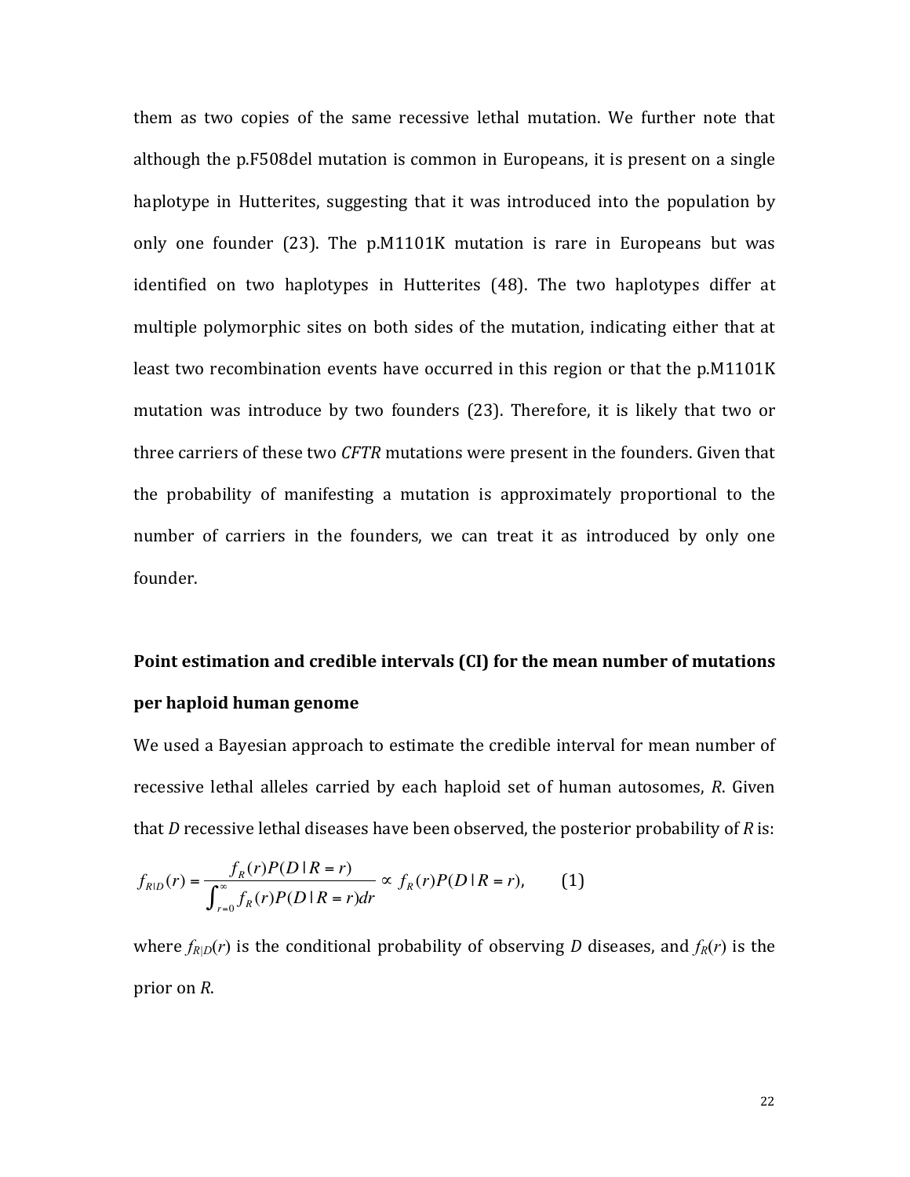them as two copies of the same recessive lethal mutation. We further note that although the p.F508del mutation is common in Europeans, it is present on a single haplotype in Hutterites, suggesting that it was introduced into the population by only one founder (23). The p.M1101K mutation is rare in Europeans but was identified on two haplotypes in Hutterites (48). The two haplotypes differ at multiple polymorphic sites on both sides of the mutation, indicating either that at least two recombination events have occurred in this region or that the p.M1101K mutation was introduce by two founders (23). Therefore, it is likely that two or three carriers of these two *CFTR* mutations were present in the founders. Given that the probability of manifesting a mutation is approximately proportional to the number of carriers in the founders, we can treat it as introduced by only one founder.

## Point estimation and credible intervals (CI) for the mean number of mutations per haploid human genome

We used a Bayesian approach to estimate the credible interval for mean number of recessive lethal alleles carried by each haploid set of human autosomes, $R$. Given that $D$ recessive lethal diseases have been observed, the posterior probability of $R$ is:

$$f_{R|D}(r) = \frac{f_R(r)P(D \mid R = r)}{\int_{r=0}^{\infty} f_R(r)P(D \mid R = r)dr} \propto f_R(r)P(D \mid R = r), \qquad (1)$$

where $f_{R|D}(r)$ is the conditional probability of observing $D$ diseases, and $f_R(r)$ is the prior on $R$.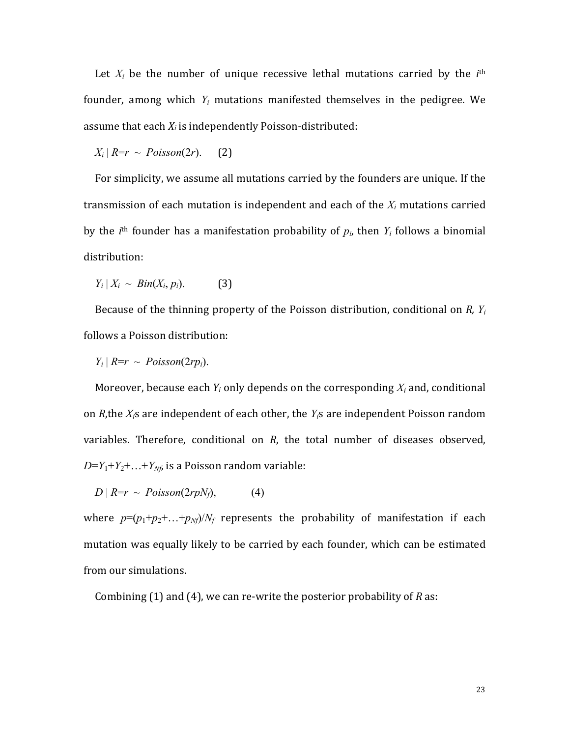Let $X_i$ be the number of unique recessive lethal mutations carried by the $i^{th}$ founder, among which $Y_i$ mutations manifested themselves in the pedigree. We assume that each $X_i$ is independently Poisson-distributed:

$$X_i \mid R{=}r \sim Poisson(2r). \qquad (2)$$

For simplicity, we assume all mutations carried by the founders are unique. If the transmission of each mutation is independent and each of the $X_i$ mutations carried by the $i^{th}$ founder has a manifestation probability of $p_i$, then $Y_i$ follows a binomial distribution:

$$Y_i \mid X_i \sim Bin(X_i, p_i). \qquad (3)$$

Because of the thinning property of the Poisson distribution, conditional on $R$, $Y_i$ follows a Poisson distribution:

$$Y_i \mid R{=}r \sim Poisson(2rp_i).$$

Moreover, because each $Y_i$ only depends on the corresponding $X_i$ and, conditional on $R$, the $X_i$s are independent of each other, the $Y_i$s are independent Poisson random variables. Therefore, conditional on $R$, the total number of diseases observed, $D{=}Y_1{+}Y_2{+}\ldots{+}Y_{Nf}$, is a Poisson random variable:

$$D \mid R{=}r \sim Poisson(2rpN_f), \qquad (4)$$

where $p{=}(p_1{+}p_2{+}\ldots{+}p_{Nf})/N_f$ represents the probability of manifestation if each mutation was equally likely to be carried by each founder, which can be estimated from our simulations.

Combining (1) and (4), we can re-write the posterior probability of $R$ as: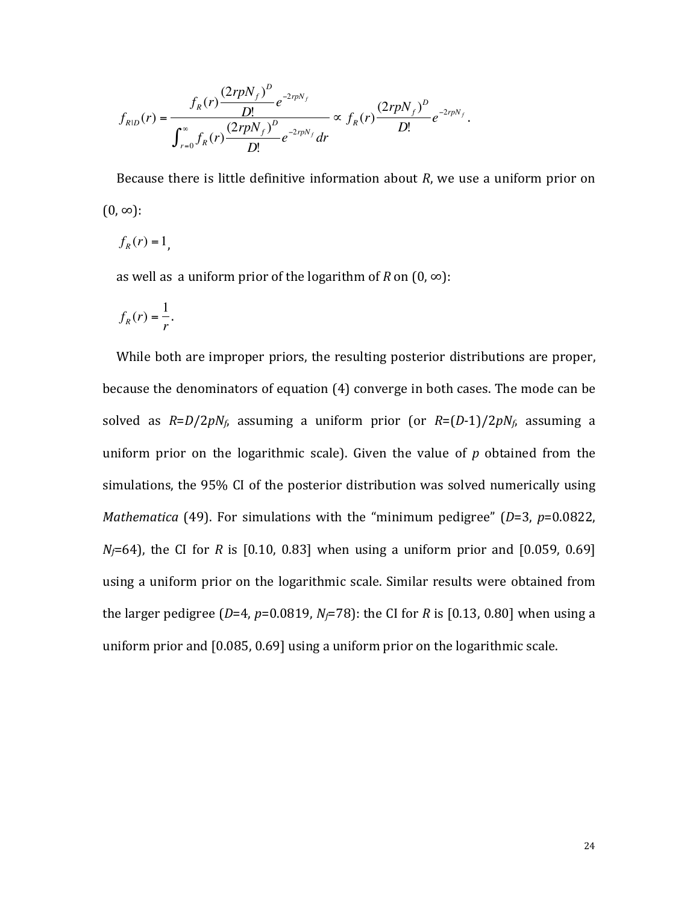$$f_{R|D}(r) = \frac{f_R(r)\dfrac{(2rpN_f)^D}{D!}e^{-2rpN_f}}{\int_{r=0}^{\infty} f_R(r)\dfrac{(2rpN_f)^D}{D!}e^{-2rpN_f}\,dr} \propto f_R(r)\frac{(2rpN_f)^D}{D!}e^{-2rpN_f}.$$

Because there is little definitive information about $R$, we use a uniform prior on $(0, \infty)$:

$f_R(r) = 1$,

as well as a uniform prior of the logarithm of $R$ on $(0, \infty)$:

$f_R(r) = \dfrac{1}{r}$.

While both are improper priors, the resulting posterior distributions are proper, because the denominators of equation (4) converge in both cases. The mode can be solved as $R=D/2pN_f$, assuming a uniform prior (or $R=(D-1)/2pN_f$, assuming a uniform prior on the logarithmic scale). Given the value of $p$ obtained from the simulations, the 95% CI of the posterior distribution was solved numerically using *Mathematica* (49). For simulations with the "minimum pedigree" ($D$=3, $p$=0.0822, $N_f$=64), the CI for $R$ is [0.10, 0.83] when using a uniform prior and [0.059, 0.69] using a uniform prior on the logarithmic scale. Similar results were obtained from the larger pedigree ($D$=4, $p$=0.0819, $N_f$=78): the CI for $R$ is [0.13, 0.80] when using a uniform prior and [0.085, 0.69] using a uniform prior on the logarithmic scale.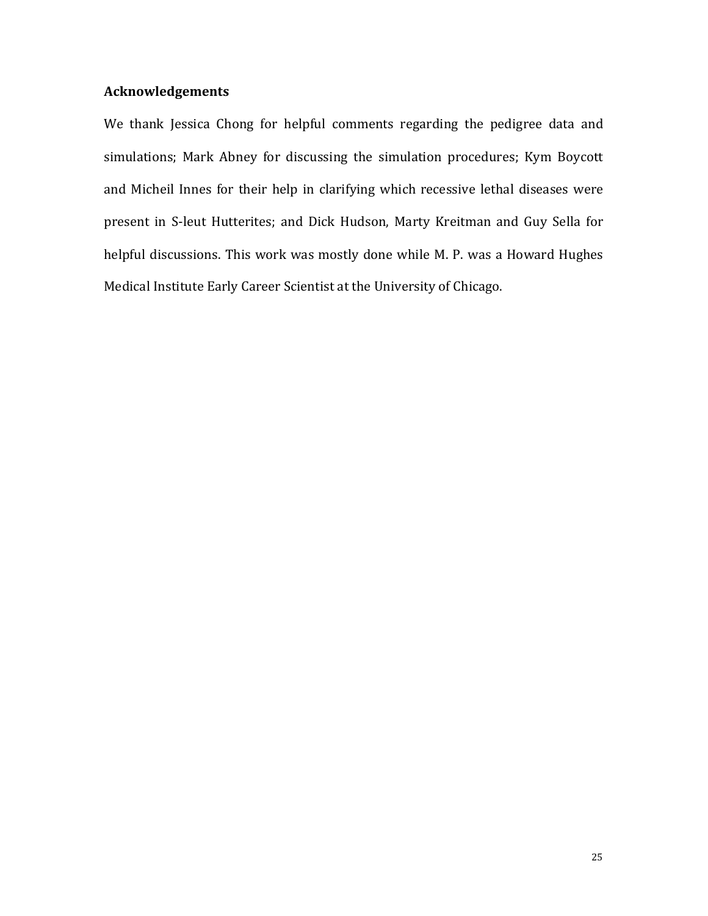## Acknowledgements

We thank Jessica Chong for helpful comments regarding the pedigree data and simulations; Mark Abney for discussing the simulation procedures; Kym Boycott and Micheil Innes for their help in clarifying which recessive lethal diseases were present in S-leut Hutterites; and Dick Hudson, Marty Kreitman and Guy Sella for helpful discussions. This work was mostly done while M. P. was a Howard Hughes Medical Institute Early Career Scientist at the University of Chicago.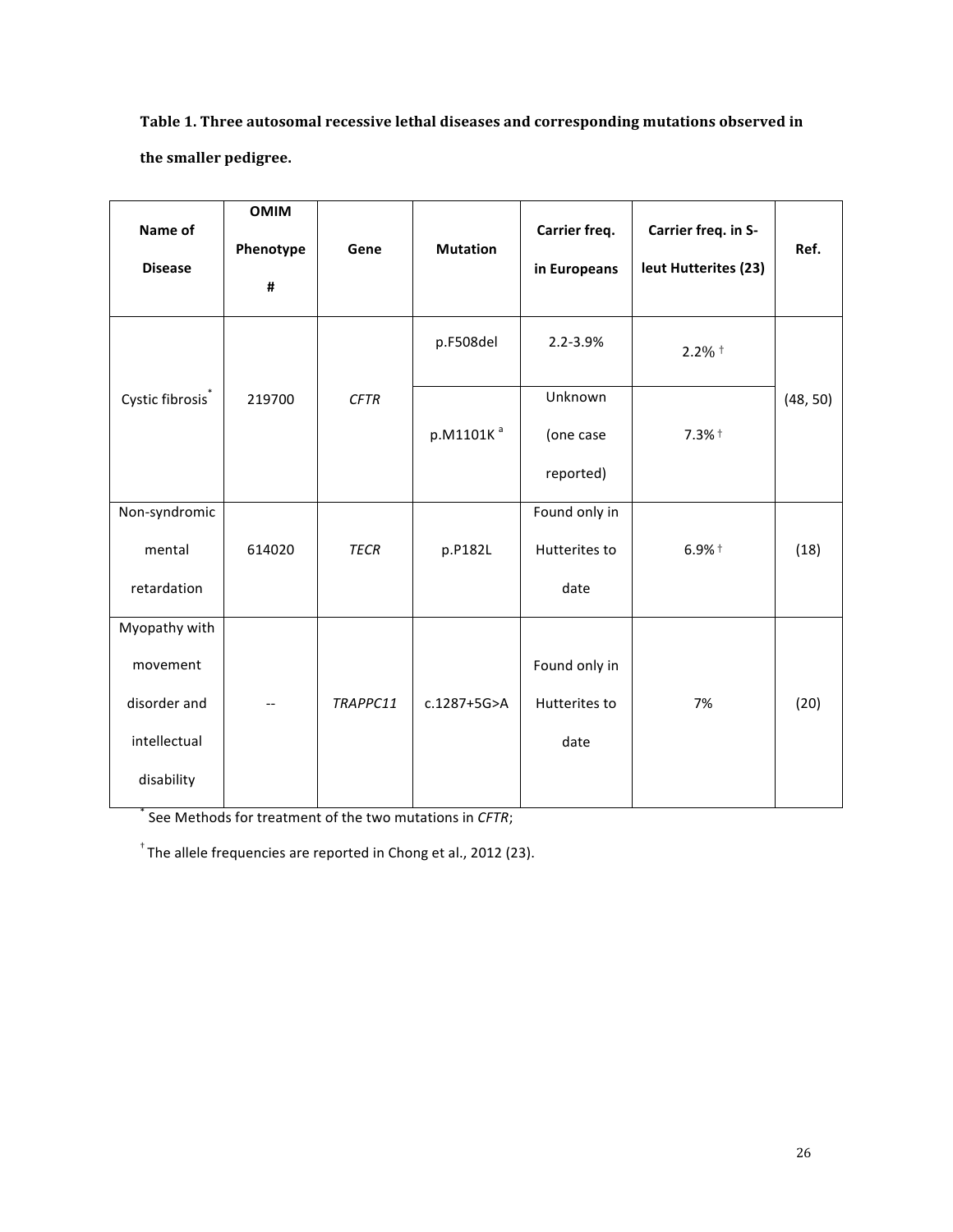**Table 1. Three autosomal recessive lethal diseases and corresponding mutations observed in the smaller pedigree.**

| Name of Disease | OMIM Phenotype # | Gene | Mutation | Carrier freq. in Europeans | Carrier freq. in S-leut Hutterites (23) | Ref. |
|---|---|---|---|---|---|---|
| Cystic fibrosis* | 219700 | *CFTR* | p.F508del | 2.2-3.9% | 2.2% † | (48, 50) |
| | | | p.M1101K [a] | Unknown (one case reported) | 7.3% † | |
| Non-syndromic mental retardation | 614020 | *TECR* | p.P182L | Found only in Hutterites to date | 6.9% † | (18) |
| Myopathy with movement disorder and intellectual disability | -- | *TRAPPC11* | c.1287+5G>A | Found only in Hutterites to date | 7% | (20) |

* See Methods for treatment of the two mutations in *CFTR*;

† The allele frequencies are reported in Chong et al., 2012 (23).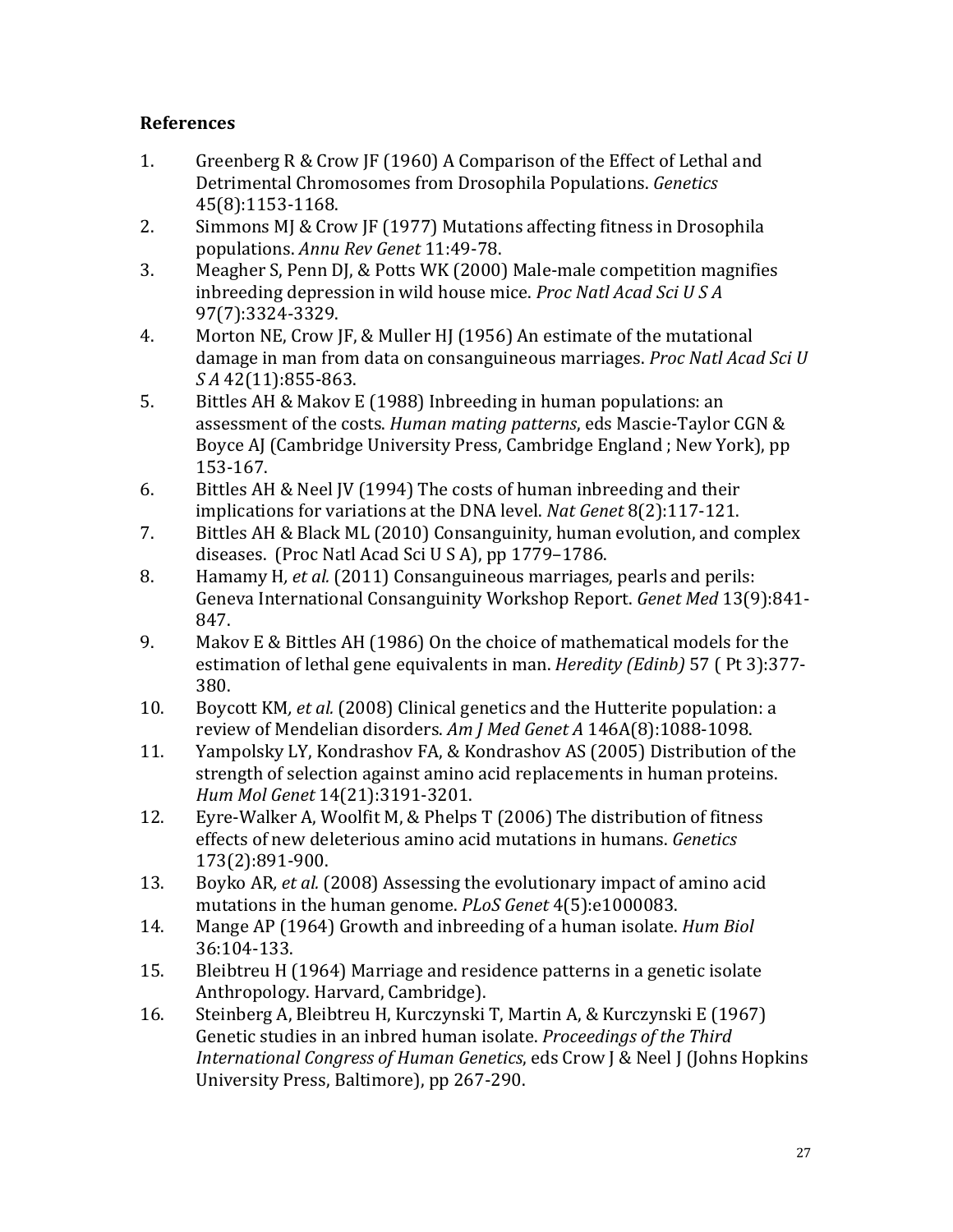**References**

1. Greenberg R & Crow JF (1960) A Comparison of the Effect of Lethal and Detrimental Chromosomes from Drosophila Populations. *Genetics* 45(8):1153-1168.
2. Simmons MJ & Crow JF (1977) Mutations affecting fitness in Drosophila populations. *Annu Rev Genet* 11:49-78.
3. Meagher S, Penn DJ, & Potts WK (2000) Male-male competition magnifies inbreeding depression in wild house mice. *Proc Natl Acad Sci U S A* 97(7):3324-3329.
4. Morton NE, Crow JF, & Muller HJ (1956) An estimate of the mutational damage in man from data on consanguineous marriages. *Proc Natl Acad Sci U S A* 42(11):855-863.
5. Bittles AH & Makov E (1988) Inbreeding in human populations: an assessment of the costs. *Human mating patterns*, eds Mascie-Taylor CGN & Boyce AJ (Cambridge University Press, Cambridge England ; New York), pp 153-167.
6. Bittles AH & Neel JV (1994) The costs of human inbreeding and their implications for variations at the DNA level. *Nat Genet* 8(2):117-121.
7. Bittles AH & Black ML (2010) Consanguinity, human evolution, and complex diseases. (Proc Natl Acad Sci U S A), pp 1779–1786.
8. Hamamy H*, et al.* (2011) Consanguineous marriages, pearls and perils: Geneva International Consanguinity Workshop Report. *Genet Med* 13(9):841-847.
9. Makov E & Bittles AH (1986) On the choice of mathematical models for the estimation of lethal gene equivalents in man. *Heredity (Edinb)* 57 ( Pt 3):377-380.
10. Boycott KM*, et al.* (2008) Clinical genetics and the Hutterite population: a review of Mendelian disorders. *Am J Med Genet A* 146A(8):1088-1098.
11. Yampolsky LY, Kondrashov FA, & Kondrashov AS (2005) Distribution of the strength of selection against amino acid replacements in human proteins. *Hum Mol Genet* 14(21):3191-3201.
12. Eyre-Walker A, Woolfit M, & Phelps T (2006) The distribution of fitness effects of new deleterious amino acid mutations in humans. *Genetics* 173(2):891-900.
13. Boyko AR*, et al.* (2008) Assessing the evolutionary impact of amino acid mutations in the human genome. *PLoS Genet* 4(5):e1000083.
14. Mange AP (1964) Growth and inbreeding of a human isolate. *Hum Biol* 36:104-133.
15. Bleibtreu H (1964) Marriage and residence patterns in a genetic isolate Anthropology. Harvard, Cambridge).
16. Steinberg A, Bleibtreu H, Kurczynski T, Martin A, & Kurczynski E (1967) Genetic studies in an inbred human isolate. *Proceedings of the Third International Congress of Human Genetics*, eds Crow J & Neel J (Johns Hopkins University Press, Baltimore), pp 267-290.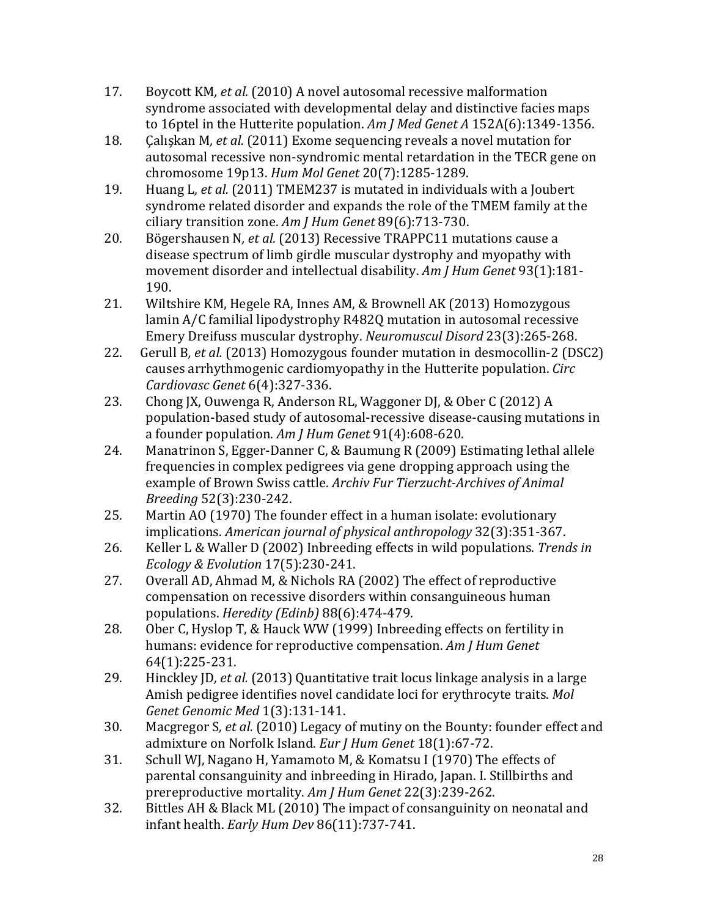17. Boycott KM*, et al.* (2010) A novel autosomal recessive malformation syndrome associated with developmental delay and distinctive facies maps to 16ptel in the Hutterite population. *Am J Med Genet A* 152A(6):1349-1356.
18. Çalışkan M*, et al.* (2011) Exome sequencing reveals a novel mutation for autosomal recessive non-syndromic mental retardation in the TECR gene on chromosome 19p13. *Hum Mol Genet* 20(7):1285-1289.
19. Huang L*, et al.* (2011) TMEM237 is mutated in individuals with a Joubert syndrome related disorder and expands the role of the TMEM family at the ciliary transition zone. *Am J Hum Genet* 89(6):713-730.
20. Bögershausen N*, et al.* (2013) Recessive TRAPPC11 mutations cause a disease spectrum of limb girdle muscular dystrophy and myopathy with movement disorder and intellectual disability. *Am J Hum Genet* 93(1):181-190.
21. Wiltshire KM, Hegele RA, Innes AM, & Brownell AK (2013) Homozygous lamin A/C familial lipodystrophy R482Q mutation in autosomal recessive Emery Dreifuss muscular dystrophy. *Neuromuscul Disord* 23(3):265-268.
22. Gerull B*, et al.* (2013) Homozygous founder mutation in desmocollin-2 (DSC2) causes arrhythmogenic cardiomyopathy in the Hutterite population. *Circ Cardiovasc Genet* 6(4):327-336.
23. Chong JX, Ouwenga R, Anderson RL, Waggoner DJ, & Ober C (2012) A population-based study of autosomal-recessive disease-causing mutations in a founder population. *Am J Hum Genet* 91(4):608-620.
24. Manatrinon S, Egger-Danner C, & Baumung R (2009) Estimating lethal allele frequencies in complex pedigrees via gene dropping approach using the example of Brown Swiss cattle. *Archiv Fur Tierzucht-Archives of Animal Breeding* 52(3):230-242.
25. Martin AO (1970) The founder effect in a human isolate: evolutionary implications. *American journal of physical anthropology* 32(3):351-367.
26. Keller L & Waller D (2002) Inbreeding effects in wild populations. *Trends in Ecology & Evolution* 17(5):230-241.
27. Overall AD, Ahmad M, & Nichols RA (2002) The effect of reproductive compensation on recessive disorders within consanguineous human populations. *Heredity (Edinb)* 88(6):474-479.
28. Ober C, Hyslop T, & Hauck WW (1999) Inbreeding effects on fertility in humans: evidence for reproductive compensation. *Am J Hum Genet* 64(1):225-231.
29. Hinckley JD*, et al.* (2013) Quantitative trait locus linkage analysis in a large Amish pedigree identifies novel candidate loci for erythrocyte traits. *Mol Genet Genomic Med* 1(3):131-141.
30. Macgregor S*, et al.* (2010) Legacy of mutiny on the Bounty: founder effect and admixture on Norfolk Island. *Eur J Hum Genet* 18(1):67-72.
31. Schull WJ, Nagano H, Yamamoto M, & Komatsu I (1970) The effects of parental consanguinity and inbreeding in Hirado, Japan. I. Stillbirths and prereproductive mortality. *Am J Hum Genet* 22(3):239-262.
32. Bittles AH & Black ML (2010) The impact of consanguinity on neonatal and infant health. *Early Hum Dev* 86(11):737-741.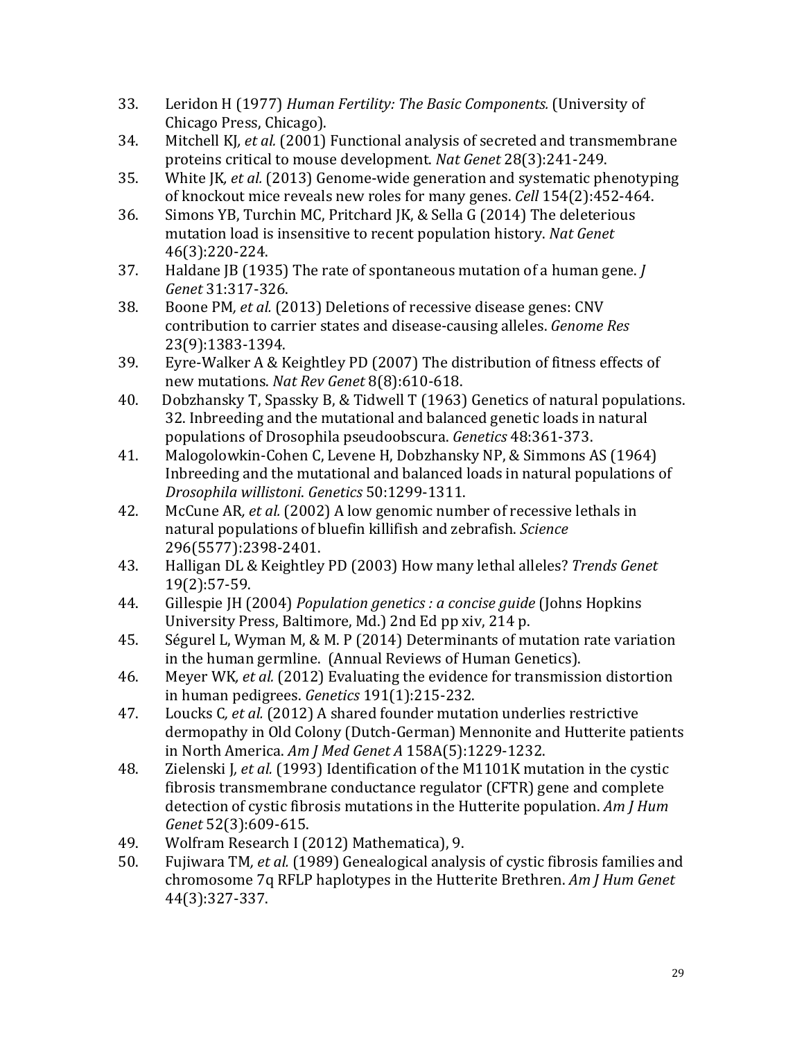33. Leridon H (1977) *Human Fertility: The Basic Components.* (University of Chicago Press, Chicago).
34. Mitchell KJ*, et al.* (2001) Functional analysis of secreted and transmembrane proteins critical to mouse development. *Nat Genet* 28(3):241-249.
35. White JK*, et al.* (2013) Genome-wide generation and systematic phenotyping of knockout mice reveals new roles for many genes. *Cell* 154(2):452-464.
36. Simons YB, Turchin MC, Pritchard JK, & Sella G (2014) The deleterious mutation load is insensitive to recent population history. *Nat Genet* 46(3):220-224.
37. Haldane JB (1935) The rate of spontaneous mutation of a human gene. *J Genet* 31:317-326.
38. Boone PM*, et al.* (2013) Deletions of recessive disease genes: CNV contribution to carrier states and disease-causing alleles. *Genome Res* 23(9):1383-1394.
39. Eyre-Walker A & Keightley PD (2007) The distribution of fitness effects of new mutations. *Nat Rev Genet* 8(8):610-618.
40. Dobzhansky T, Spassky B, & Tidwell T (1963) Genetics of natural populations. 32. Inbreeding and the mutational and balanced genetic loads in natural populations of Drosophila pseudoobscura. *Genetics* 48:361-373.
41. Malogolowkin-Cohen C, Levene H, Dobzhansky NP, & Simmons AS (1964) Inbreeding and the mutational and balanced loads in natural populations of *Drosophila willistoni*. *Genetics* 50:1299-1311.
42. McCune AR*, et al.* (2002) A low genomic number of recessive lethals in natural populations of bluefin killifish and zebrafish. *Science* 296(5577):2398-2401.
43. Halligan DL & Keightley PD (2003) How many lethal alleles? *Trends Genet* 19(2):57-59.
44. Gillespie JH (2004) *Population genetics : a concise guide* (Johns Hopkins University Press, Baltimore, Md.) 2nd Ed pp xiv, 214 p.
45. Ségurel L, Wyman M, & M. P (2014) Determinants of mutation rate variation in the human germline. (Annual Reviews of Human Genetics).
46. Meyer WK*, et al.* (2012) Evaluating the evidence for transmission distortion in human pedigrees. *Genetics* 191(1):215-232.
47. Loucks C*, et al.* (2012) A shared founder mutation underlies restrictive dermopathy in Old Colony (Dutch-German) Mennonite and Hutterite patients in North America. *Am J Med Genet A* 158A(5):1229-1232.
48. Zielenski J*, et al.* (1993) Identification of the M1101K mutation in the cystic fibrosis transmembrane conductance regulator (CFTR) gene and complete detection of cystic fibrosis mutations in the Hutterite population. *Am J Hum Genet* 52(3):609-615.
49. Wolfram Research I (2012) Mathematica), 9.
50. Fujiwara TM*, et al.* (1989) Genealogical analysis of cystic fibrosis families and chromosome 7q RFLP haplotypes in the Hutterite Brethren. *Am J Hum Genet* 44(3):327-337.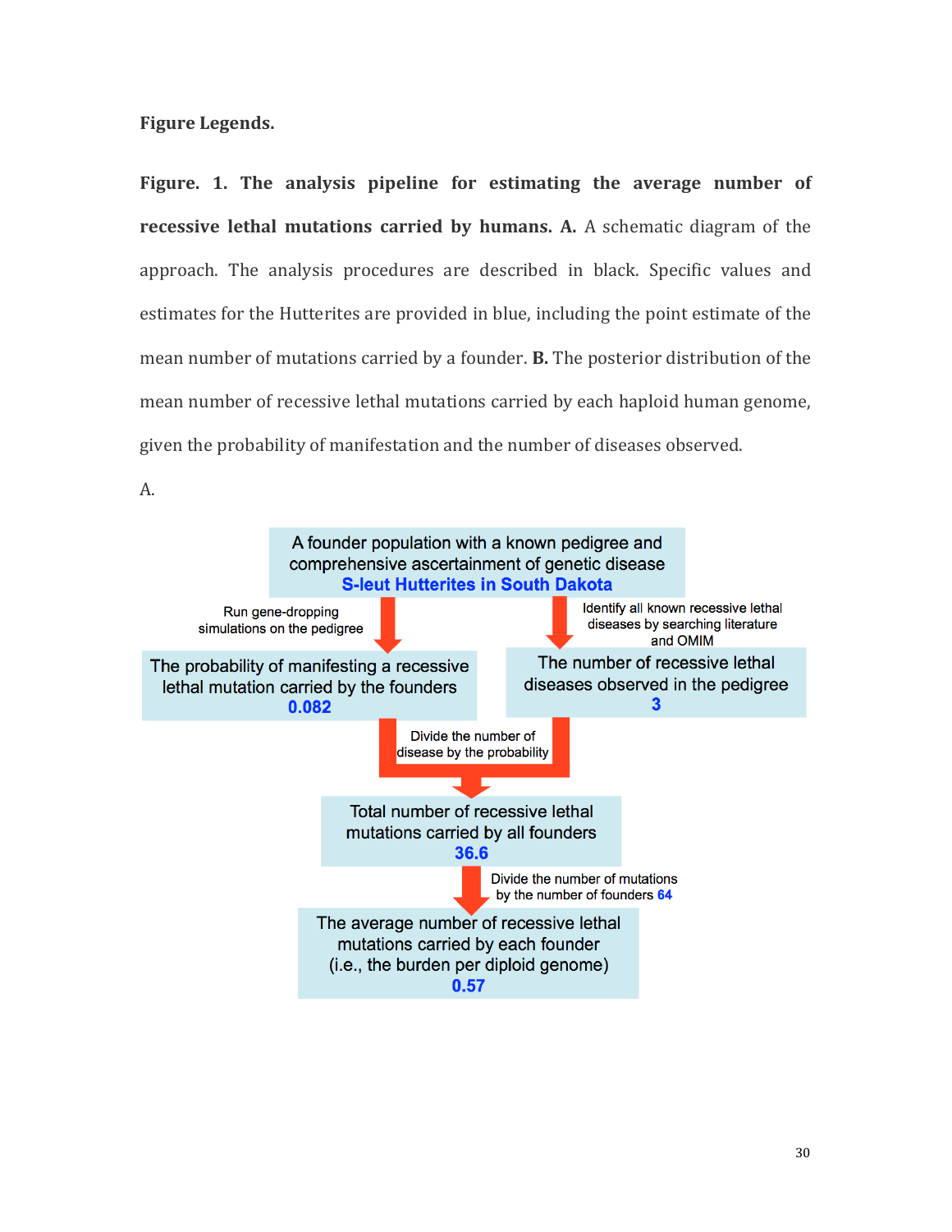**Figure Legends.**

**Figure. 1. The analysis pipeline for estimating the average number of recessive lethal mutations carried by humans. A.** A schematic diagram of the approach. The analysis procedures are described in black. Specific values and estimates for the Hutterites are provided in blue, including the point estimate of the mean number of mutations carried by a founder. **B.** The posterior distribution of the mean number of recessive lethal mutations carried by each haploid human genome, given the probability of manifestation and the number of diseases observed.

A.

A founder population with a known pedigree and comprehensive ascertainment of genetic disease
S-leut Hutterites in South Dakota

Run gene-dropping simulations on the pedigree

Identify all known recessive lethal diseases by searching literature and OMIM

The probability of manifesting a recessive lethal mutation carried by the founders
0.082

The number of recessive lethal diseases observed in the pedigree
3

Divide the number of disease by the probability

Total number of recessive lethal mutations carried by all founders
36.6

Divide the number of mutations by the number of founders 64

The average number of recessive lethal mutations carried by each founder
(i.e., the burden per diploid genome)
0.57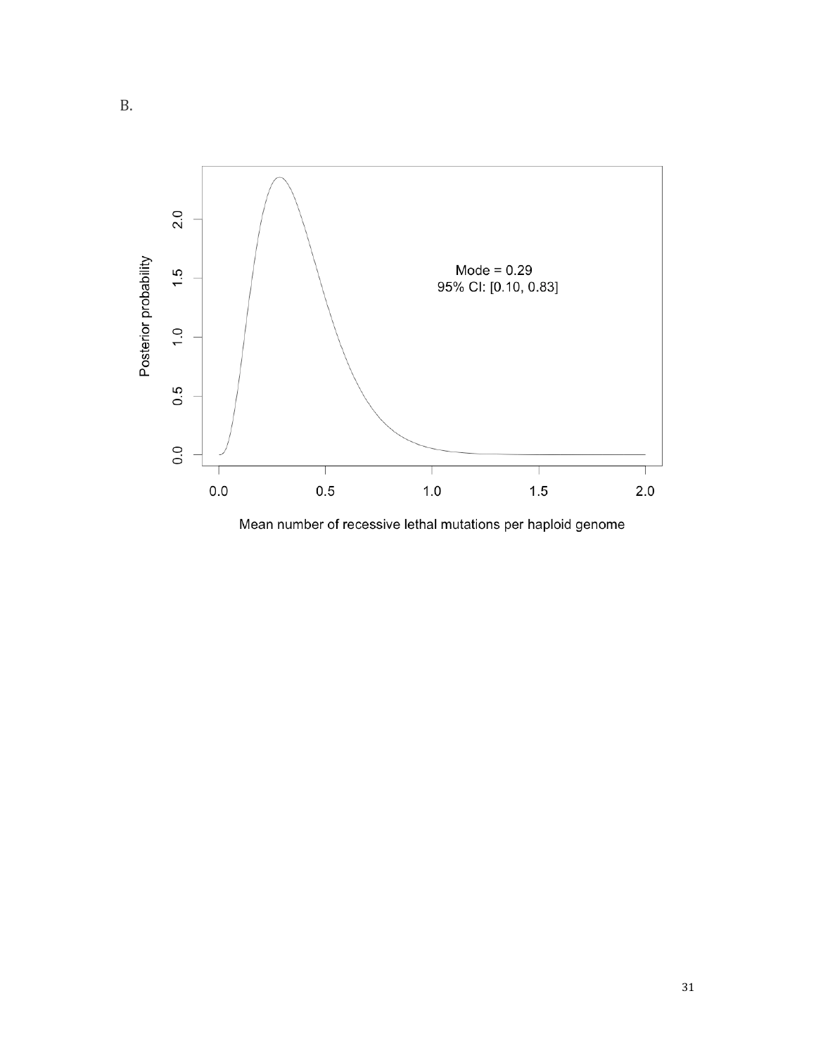B.

Posterior probability

0.0
0.5
1.0
1.5
2.0

Mode = 0.29
95% CI: [0.10, 0.83]

0.0
0.5
1.0
1.5
2.0

Mean number of recessive lethal mutations per haploid genome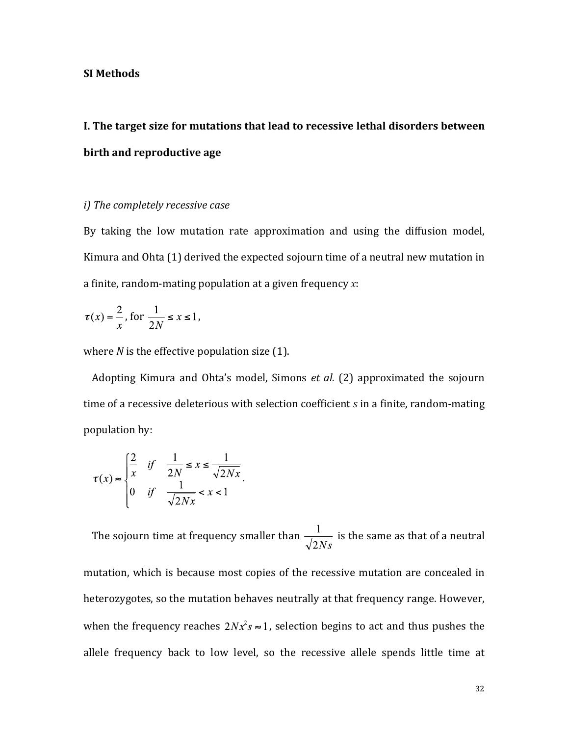**SI Methods**

## I. The target size for mutations that lead to recessive lethal disorders between birth and reproductive age

*i) The completely recessive case*

By taking the low mutation rate approximation and using the diffusion model, Kimura and Ohta (1) derived the expected sojourn time of a neutral new mutation in a finite, random-mating population at a given frequency *x*:

$\tau(x) = \frac{2}{x}$, for $\frac{1}{2N} \le x \le 1$,

where *N* is the effective population size (1).

Adopting Kimura and Ohta's model, Simons *et al.* (2) approximated the sojourn time of a recessive deleterious with selection coefficient *s* in a finite, random-mating population by:

$$\tau(x) \approx \begin{cases} \frac{2}{x} & if \quad \frac{1}{2N} \le x \le \frac{1}{\sqrt{2Nx}} \\ 0 & if \quad \frac{1}{\sqrt{2Nx}} < x < 1 \end{cases}.$$

The sojourn time at frequency smaller than $\frac{1}{\sqrt{2Ns}}$ is the same as that of a neutral mutation, which is because most copies of the recessive mutation are concealed in heterozygotes, so the mutation behaves neutrally at that frequency range. However, when the frequency reaches $2Nx^2s \approx 1$, selection begins to act and thus pushes the allele frequency back to low level, so the recessive allele spends little time at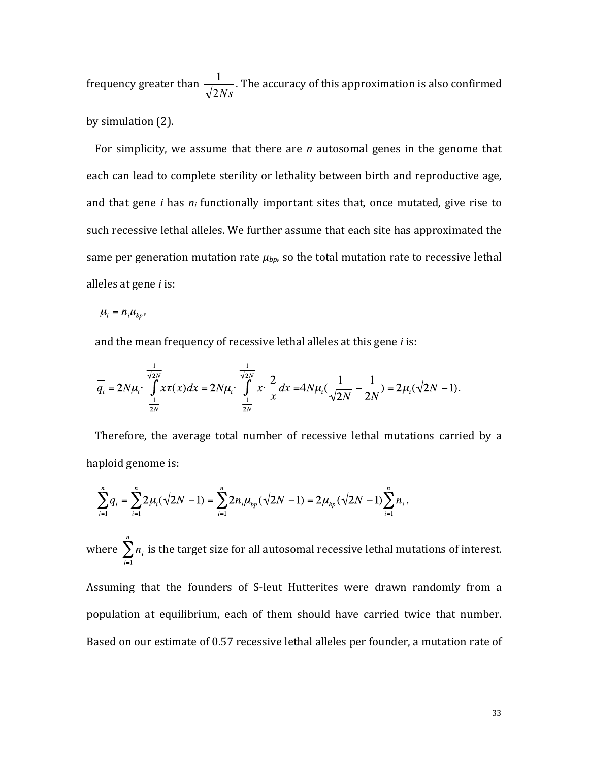frequency greater than $\frac{1}{\sqrt{2Ns}}$. The accuracy of this approximation is also confirmed by simulation (2).

For simplicity, we assume that there are *n* autosomal genes in the genome that each can lead to complete sterility or lethality between birth and reproductive age, and that gene *i* has $n_i$ functionally important sites that, once mutated, give rise to such recessive lethal alleles. We further assume that each site has approximated the same per generation mutation rate $\mu_{bp}$, so the total mutation rate to recessive lethal alleles at gene *i* is:

$$\mu_i = n_i u_{bp},$$

and the mean frequency of recessive lethal alleles at this gene *i* is:

$$\overline{q_i} = 2N\mu_i \cdot \int_{\frac{1}{2N}}^{\frac{1}{\sqrt{2N}}} x\tau(x)dx = 2N\mu_i \cdot \int_{\frac{1}{2N}}^{\frac{1}{\sqrt{2N}}} x \cdot \frac{2}{x}dx = 4N\mu_i(\frac{1}{\sqrt{2N}} - \frac{1}{2N}) = 2\mu_i(\sqrt{2N} - 1).$$

Therefore, the average total number of recessive lethal mutations carried by a haploid genome is:

$$\sum_{i=1}^{n} \overline{q_i} = \sum_{i=1}^{n} 2\mu_i(\sqrt{2N} - 1) = \sum_{i=1}^{n} 2n_i\mu_{bp}(\sqrt{2N} - 1) = 2\mu_{bp}(\sqrt{2N} - 1)\sum_{i=1}^{n} n_i,$$

where $\sum_{i=1}^{n} n_i$ is the target size for all autosomal recessive lethal mutations of interest. Assuming that the founders of S-leut Hutterites were drawn randomly from a population at equilibrium, each of them should have carried twice that number. Based on our estimate of 0.57 recessive lethal alleles per founder, a mutation rate of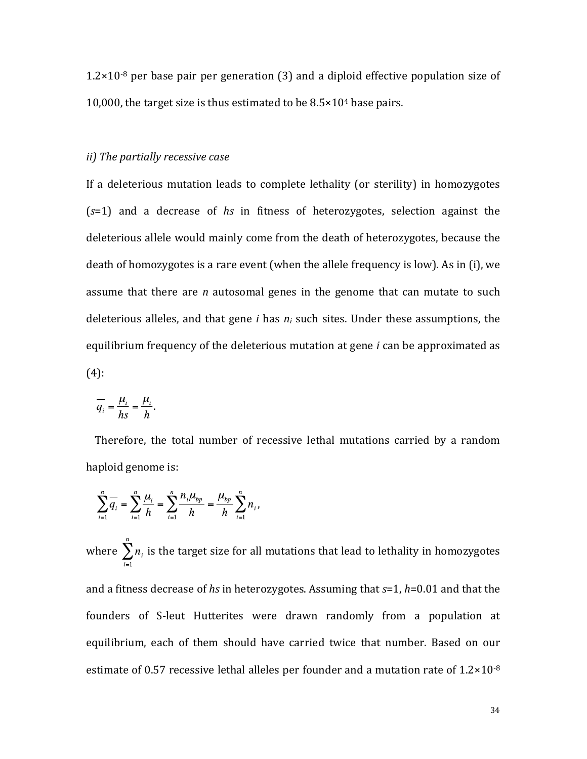$1.2\times10^{-8}$ per base pair per generation (3) and a diploid effective population size of 10,000, the target size is thus estimated to be $8.5\times10^{4}$ base pairs.

*ii) The partially recessive case*

If a deleterious mutation leads to complete lethality (or sterility) in homozygotes ($s$=1) and a decrease of $hs$ in fitness of heterozygotes, selection against the deleterious allele would mainly come from the death of heterozygotes, because the death of homozygotes is a rare event (when the allele frequency is low). As in (i), we assume that there are $n$ autosomal genes in the genome that can mutate to such deleterious alleles, and that gene $i$ has $n_i$ such sites. Under these assumptions, the equilibrium frequency of the deleterious mutation at gene $i$ can be approximated as (4):

$$\overline{q_i} = \frac{\mu_i}{hs} = \frac{\mu_i}{h}.$$

Therefore, the total number of recessive lethal mutations carried by a random haploid genome is:

$$\sum_{i=1}^{n}\overline{q_i} = \sum_{i=1}^{n}\frac{\mu_i}{h} = \sum_{i=1}^{n}\frac{n_i\mu_{bp}}{h} = \frac{\mu_{bp}}{h}\sum_{i=1}^{n}n_i,$$

where $\sum_{i=1}^{n}n_i$ is the target size for all mutations that lead to lethality in homozygotes and a fitness decrease of $hs$ in heterozygotes. Assuming that $s$=1, $h$=0.01 and that the founders of S-leut Hutterites were drawn randomly from a population at equilibrium, each of them should have carried twice that number. Based on our estimate of 0.57 recessive lethal alleles per founder and a mutation rate of $1.2\times10^{-8}$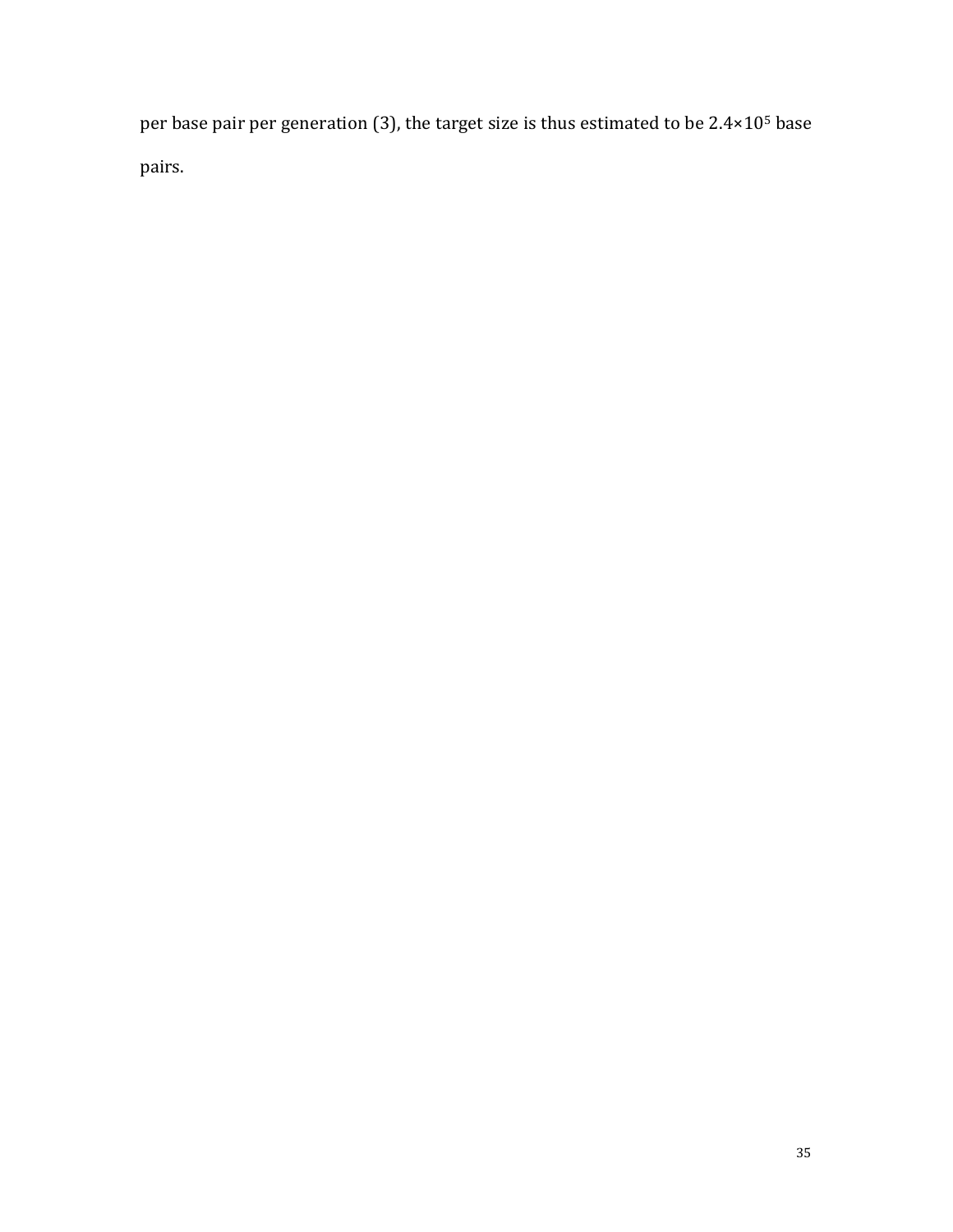per base pair per generation (3), the target size is thus estimated to be $2.4\times10^5$ base pairs.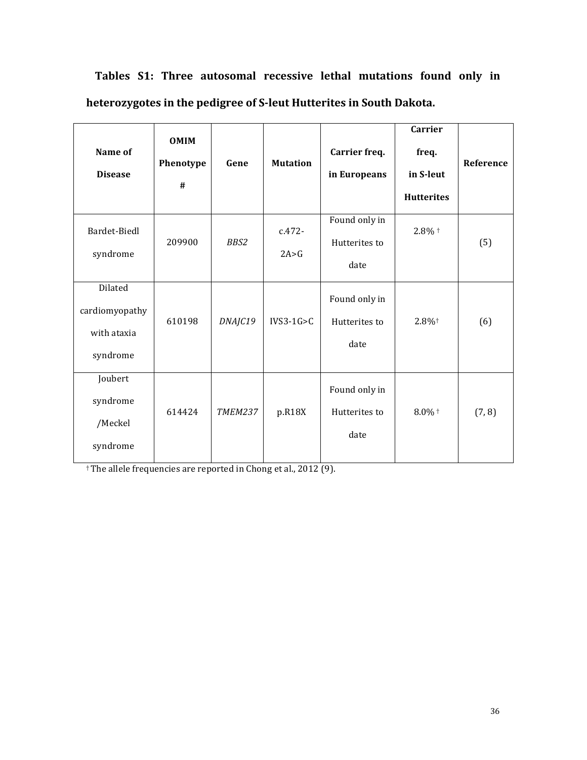**Tables S1: Three autosomal recessive lethal mutations found only in heterozygotes in the pedigree of S-leut Hutterites in South Dakota.**

| Name of Disease | OMIM Phenotype # | Gene | Mutation | Carrier freq. in Europeans | Carrier freq. in S-leut Hutterites | Reference |
|---|---|---|---|---|---|---|
| Bardet-Biedl syndrome | 209900 | *BBS2* | c.472-2A>G | Found only in Hutterites to date | 2.8% † | (5) |
| Dilated cardiomyopathy with ataxia syndrome | 610198 | *DNAJC19* | IVS3-1G>C | Found only in Hutterites to date | 2.8%† | (6) |
| Joubert syndrome /Meckel syndrome | 614424 | *TMEM237* | p.R18X | Found only in Hutterites to date | 8.0% † | (7, 8) |

† The allele frequencies are reported in Chong et al., 2012 (9).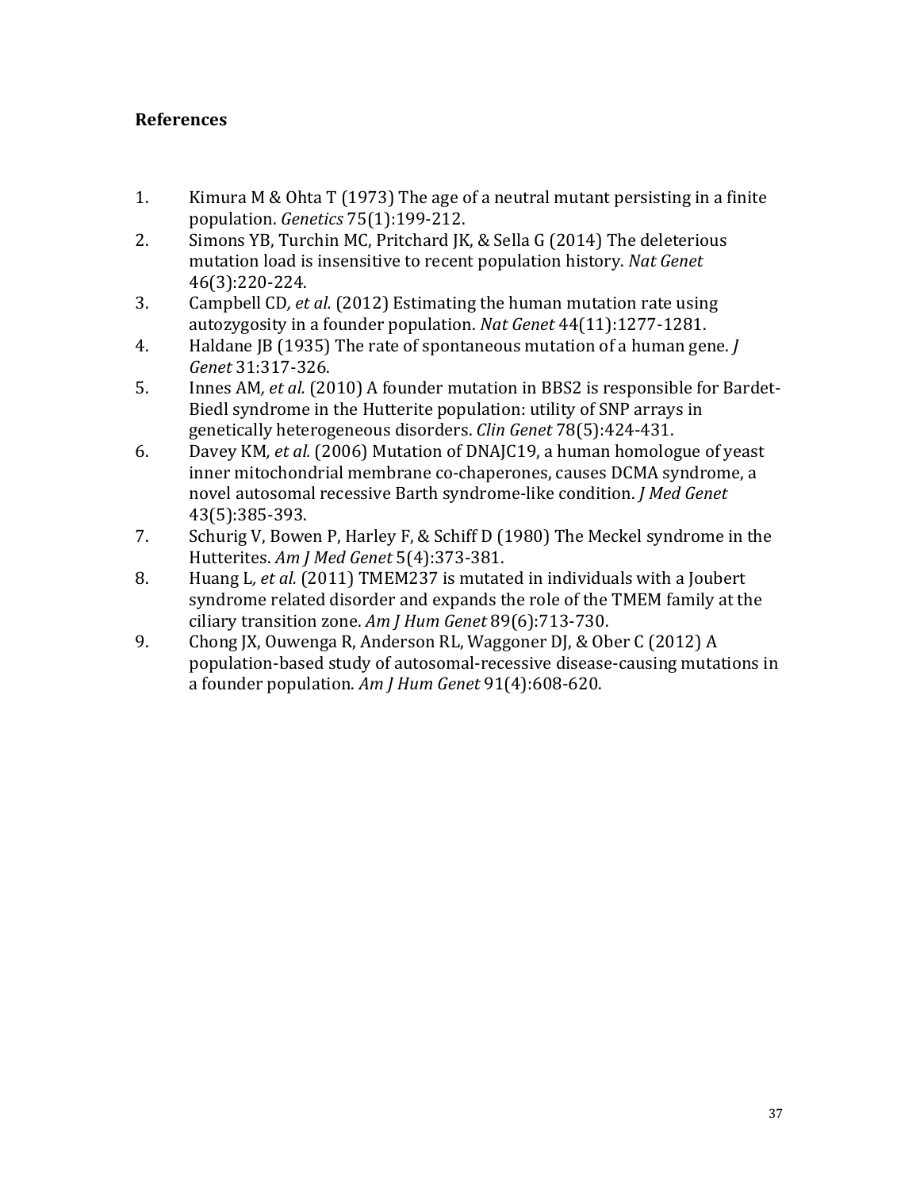## References

1. Kimura M & Ohta T (1973) The age of a neutral mutant persisting in a finite population. *Genetics* 75(1):199-212.
2. Simons YB, Turchin MC, Pritchard JK, & Sella G (2014) The deleterious mutation load is insensitive to recent population history. *Nat Genet* 46(3):220-224.
3. Campbell CD*, et al.* (2012) Estimating the human mutation rate using autozygosity in a founder population. *Nat Genet* 44(11):1277-1281.
4. Haldane JB (1935) The rate of spontaneous mutation of a human gene. *J Genet* 31:317-326.
5. Innes AM*, et al.* (2010) A founder mutation in BBS2 is responsible for Bardet-Biedl syndrome in the Hutterite population: utility of SNP arrays in genetically heterogeneous disorders. *Clin Genet* 78(5):424-431.
6. Davey KM*, et al.* (2006) Mutation of DNAJC19, a human homologue of yeast inner mitochondrial membrane co-chaperones, causes DCMA syndrome, a novel autosomal recessive Barth syndrome-like condition. *J Med Genet* 43(5):385-393.
7. Schurig V, Bowen P, Harley F, & Schiff D (1980) The Meckel syndrome in the Hutterites. *Am J Med Genet* 5(4):373-381.
8. Huang L*, et al.* (2011) TMEM237 is mutated in individuals with a Joubert syndrome related disorder and expands the role of the TMEM family at the ciliary transition zone. *Am J Hum Genet* 89(6):713-730.
9. Chong JX, Ouwenga R, Anderson RL, Waggoner DJ, & Ober C (2012) A population-based study of autosomal-recessive disease-causing mutations in a founder population. *Am J Hum Genet* 91(4):608-620.